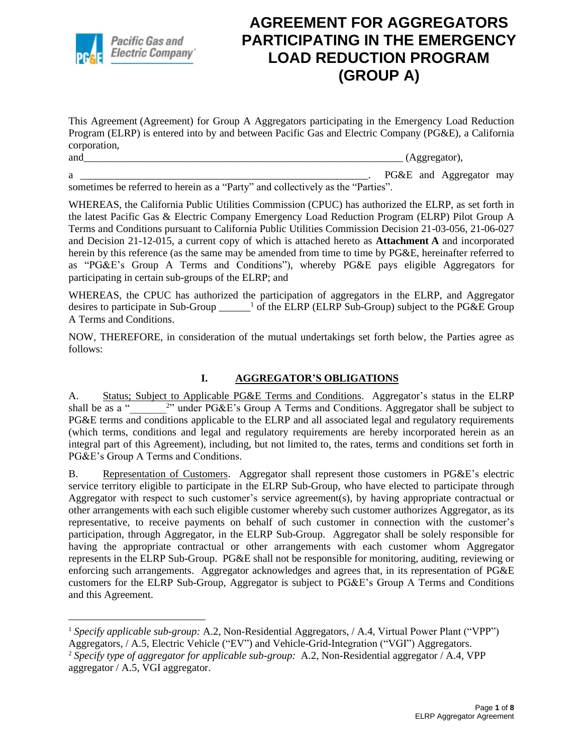# AGREEMENT FOR AGGREGATORS PARTICIPATING IN THE EMERGENCY LOAD REDUCTION PROGRAM (GROUP A)

This Agreement (Agreement) for Group A Aggregators participating in the Emergency Load Reduction Program (ELRP) is entered into by and between Pacific Gas and Electric Company (PG&E), a California corporation,

and_______________________________________________________________ (Aggregator),

a _________________________________________________________. PG&E and Aggregator may sometimes be referred to herein as a "Party" and collectively as the "Parties".

WHEREAS, the California Public Utilities Commission (CPUC) has authorized the ELRP, as set forth in the latest Pacific Gas & Electric Company Emergency Load Reduction Program (ELRP) Pilot Group A Terms and Conditions pursuant to California Public Utilities Commission Decision 21-03-056, 21-06-027 and Decision 21-12-015, a current copy of which is attached hereto as **Attachment A** and incorporated herein by this reference (as the same may be amended from time to time by PG&E, hereinafter referred to as "PG&E's Group A Terms and Conditions"), whereby PG&E pays eligible Aggregators for participating in certain sub-groups of the ELRP; and

WHEREAS, the CPUC has authorized the participation of aggregators in the ELRP, and Aggregator desires to participate in Sub-Group ______[1] of the ELRP (ELRP Sub-Group) subject to the PG&E Group A Terms and Conditions.

NOW, THEREFORE, in consideration of the mutual undertakings set forth below, the Parties agree as follows:

## I. AGGREGATOR'S OBLIGATIONS

A. Status; Subject to Applicable PG&E Terms and Conditions. Aggregator's status in the ELRP shall be as a "_______[2]" under PG&E's Group A Terms and Conditions. Aggregator shall be subject to PG&E terms and conditions applicable to the ELRP and all associated legal and regulatory requirements (which terms, conditions and legal and regulatory requirements are hereby incorporated herein as an integral part of this Agreement), including, but not limited to, the rates, terms and conditions set forth in PG&E's Group A Terms and Conditions.

B. Representation of Customers. Aggregator shall represent those customers in PG&E's electric service territory eligible to participate in the ELRP Sub-Group, who have elected to participate through Aggregator with respect to such customer's service agreement(s), by having appropriate contractual or other arrangements with each such eligible customer whereby such customer authorizes Aggregator, as its representative, to receive payments on behalf of such customer in connection with the customer's participation, through Aggregator, in the ELRP Sub-Group. Aggregator shall be solely responsible for having the appropriate contractual or other arrangements with each customer whom Aggregator represents in the ELRP Sub-Group. PG&E shall not be responsible for monitoring, auditing, reviewing or enforcing such arrangements. Aggregator acknowledges and agrees that, in its representation of PG&E customers for the ELRP Sub-Group, Aggregator is subject to PG&E's Group A Terms and Conditions and this Agreement.

---

[1] *Specify applicable sub-group:* A.2, Non-Residential Aggregators, / A.4, Virtual Power Plant ("VPP") Aggregators, / A.5, Electric Vehicle ("EV") and Vehicle-Grid-Integration ("VGI") Aggregators.

[2] *Specify type of aggregator for applicable sub-group:* A.2, Non-Residential aggregator / A.4, VPP aggregator / A.5, VGI aggregator.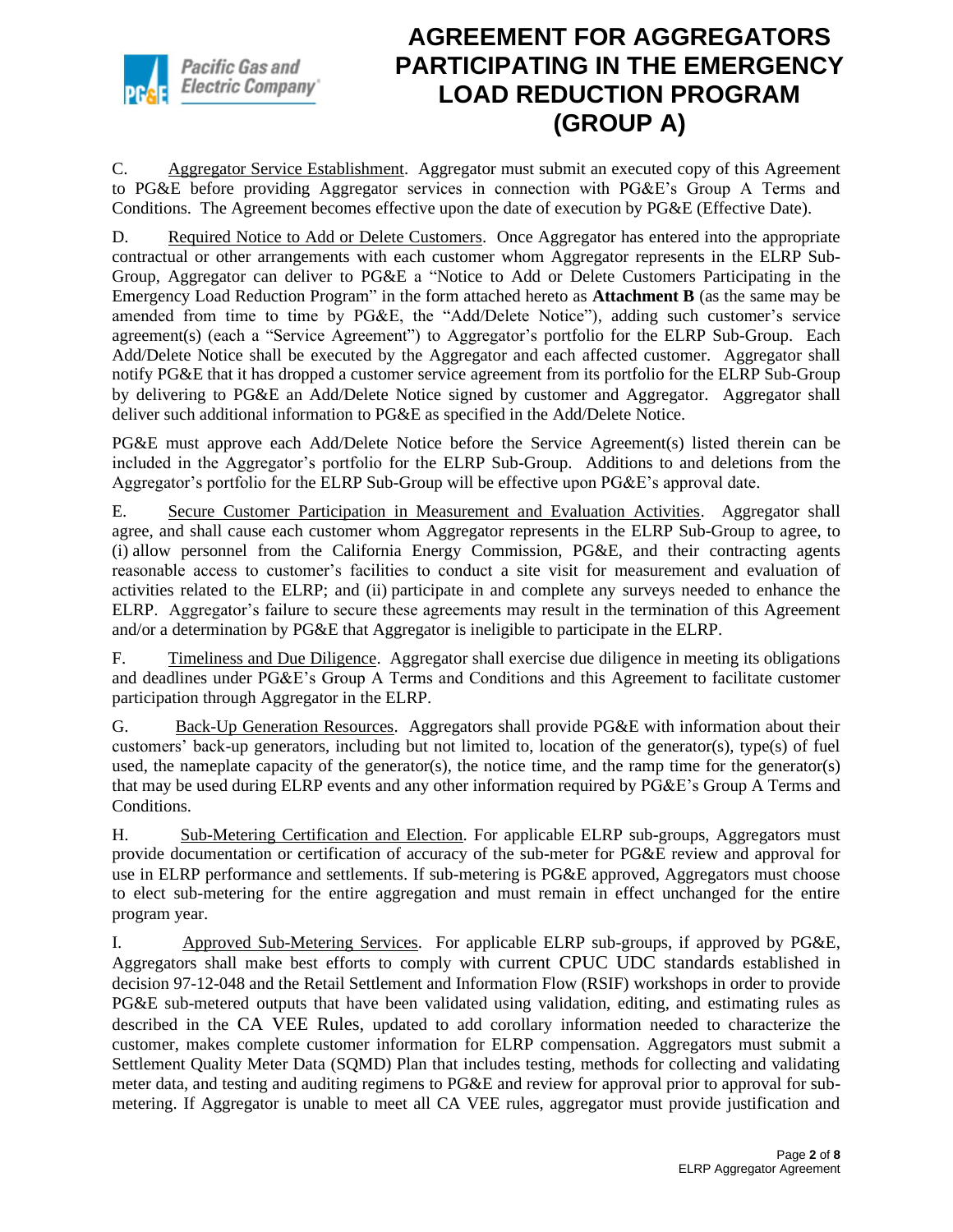C. Aggregator Service Establishment. Aggregator must submit an executed copy of this Agreement to PG&E before providing Aggregator services in connection with PG&E's Group A Terms and Conditions. The Agreement becomes effective upon the date of execution by PG&E (Effective Date).

D. Required Notice to Add or Delete Customers. Once Aggregator has entered into the appropriate contractual or other arrangements with each customer whom Aggregator represents in the ELRP Sub-Group, Aggregator can deliver to PG&E a "Notice to Add or Delete Customers Participating in the Emergency Load Reduction Program" in the form attached hereto as **Attachment B** (as the same may be amended from time to time by PG&E, the "Add/Delete Notice"), adding such customer's service agreement(s) (each a "Service Agreement") to Aggregator's portfolio for the ELRP Sub-Group. Each Add/Delete Notice shall be executed by the Aggregator and each affected customer. Aggregator shall notify PG&E that it has dropped a customer service agreement from its portfolio for the ELRP Sub-Group by delivering to PG&E an Add/Delete Notice signed by customer and Aggregator. Aggregator shall deliver such additional information to PG&E as specified in the Add/Delete Notice.

PG&E must approve each Add/Delete Notice before the Service Agreement(s) listed therein can be included in the Aggregator's portfolio for the ELRP Sub-Group. Additions to and deletions from the Aggregator's portfolio for the ELRP Sub-Group will be effective upon PG&E's approval date.

E. Secure Customer Participation in Measurement and Evaluation Activities. Aggregator shall agree, and shall cause each customer whom Aggregator represents in the ELRP Sub-Group to agree, to (i) allow personnel from the California Energy Commission, PG&E, and their contracting agents reasonable access to customer's facilities to conduct a site visit for measurement and evaluation of activities related to the ELRP; and (ii) participate in and complete any surveys needed to enhance the ELRP. Aggregator's failure to secure these agreements may result in the termination of this Agreement and/or a determination by PG&E that Aggregator is ineligible to participate in the ELRP.

F. Timeliness and Due Diligence. Aggregator shall exercise due diligence in meeting its obligations and deadlines under PG&E's Group A Terms and Conditions and this Agreement to facilitate customer participation through Aggregator in the ELRP.

G. Back-Up Generation Resources. Aggregators shall provide PG&E with information about their customers' back-up generators, including but not limited to, location of the generator(s), type(s) of fuel used, the nameplate capacity of the generator(s), the notice time, and the ramp time for the generator(s) that may be used during ELRP events and any other information required by PG&E's Group A Terms and Conditions.

H. Sub-Metering Certification and Election. For applicable ELRP sub-groups, Aggregators must provide documentation or certification of accuracy of the sub-meter for PG&E review and approval for use in ELRP performance and settlements. If sub-metering is PG&E approved, Aggregators must choose to elect sub-metering for the entire aggregation and must remain in effect unchanged for the entire program year.

I. Approved Sub-Metering Services. For applicable ELRP sub-groups, if approved by PG&E, Aggregators shall make best efforts to comply with current CPUC UDC standards established in decision 97-12-048 and the Retail Settlement and Information Flow (RSIF) workshops in order to provide PG&E sub-metered outputs that have been validated using validation, editing, and estimating rules as described in the CA VEE Rules, updated to add corollary information needed to characterize the customer, makes complete customer information for ELRP compensation. Aggregators must submit a Settlement Quality Meter Data (SQMD) Plan that includes testing, methods for collecting and validating meter data, and testing and auditing regimens to PG&E and review for approval prior to approval for sub-metering. If Aggregator is unable to meet all CA VEE rules, aggregator must provide justification and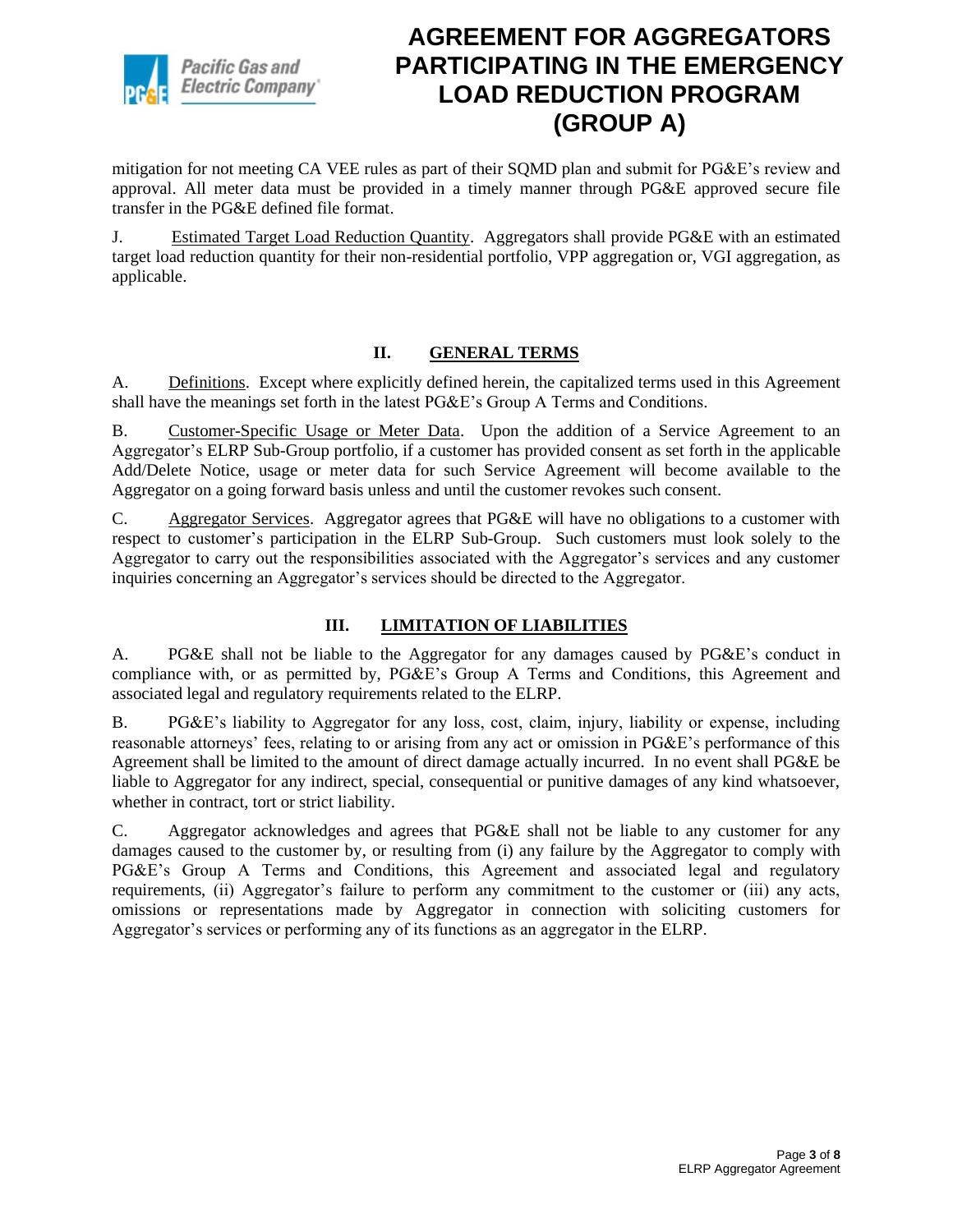mitigation for not meeting CA VEE rules as part of their SQMD plan and submit for PG&E's review and approval. All meter data must be provided in a timely manner through PG&E approved secure file transfer in the PG&E defined file format.

J. Estimated Target Load Reduction Quantity. Aggregators shall provide PG&E with an estimated target load reduction quantity for their non-residential portfolio, VPP aggregation or, VGI aggregation, as applicable.

## II. GENERAL TERMS

A. Definitions. Except where explicitly defined herein, the capitalized terms used in this Agreement shall have the meanings set forth in the latest PG&E's Group A Terms and Conditions.

B. Customer-Specific Usage or Meter Data. Upon the addition of a Service Agreement to an Aggregator's ELRP Sub-Group portfolio, if a customer has provided consent as set forth in the applicable Add/Delete Notice, usage or meter data for such Service Agreement will become available to the Aggregator on a going forward basis unless and until the customer revokes such consent.

C. Aggregator Services. Aggregator agrees that PG&E will have no obligations to a customer with respect to customer's participation in the ELRP Sub-Group. Such customers must look solely to the Aggregator to carry out the responsibilities associated with the Aggregator's services and any customer inquiries concerning an Aggregator's services should be directed to the Aggregator.

## III. LIMITATION OF LIABILITIES

A. PG&E shall not be liable to the Aggregator for any damages caused by PG&E's conduct in compliance with, or as permitted by, PG&E's Group A Terms and Conditions, this Agreement and associated legal and regulatory requirements related to the ELRP.

B. PG&E's liability to Aggregator for any loss, cost, claim, injury, liability or expense, including reasonable attorneys' fees, relating to or arising from any act or omission in PG&E's performance of this Agreement shall be limited to the amount of direct damage actually incurred. In no event shall PG&E be liable to Aggregator for any indirect, special, consequential or punitive damages of any kind whatsoever, whether in contract, tort or strict liability.

C. Aggregator acknowledges and agrees that PG&E shall not be liable to any customer for any damages caused to the customer by, or resulting from (i) any failure by the Aggregator to comply with PG&E's Group A Terms and Conditions, this Agreement and associated legal and regulatory requirements, (ii) Aggregator's failure to perform any commitment to the customer or (iii) any acts, omissions or representations made by Aggregator in connection with soliciting customers for Aggregator's services or performing any of its functions as an aggregator in the ELRP.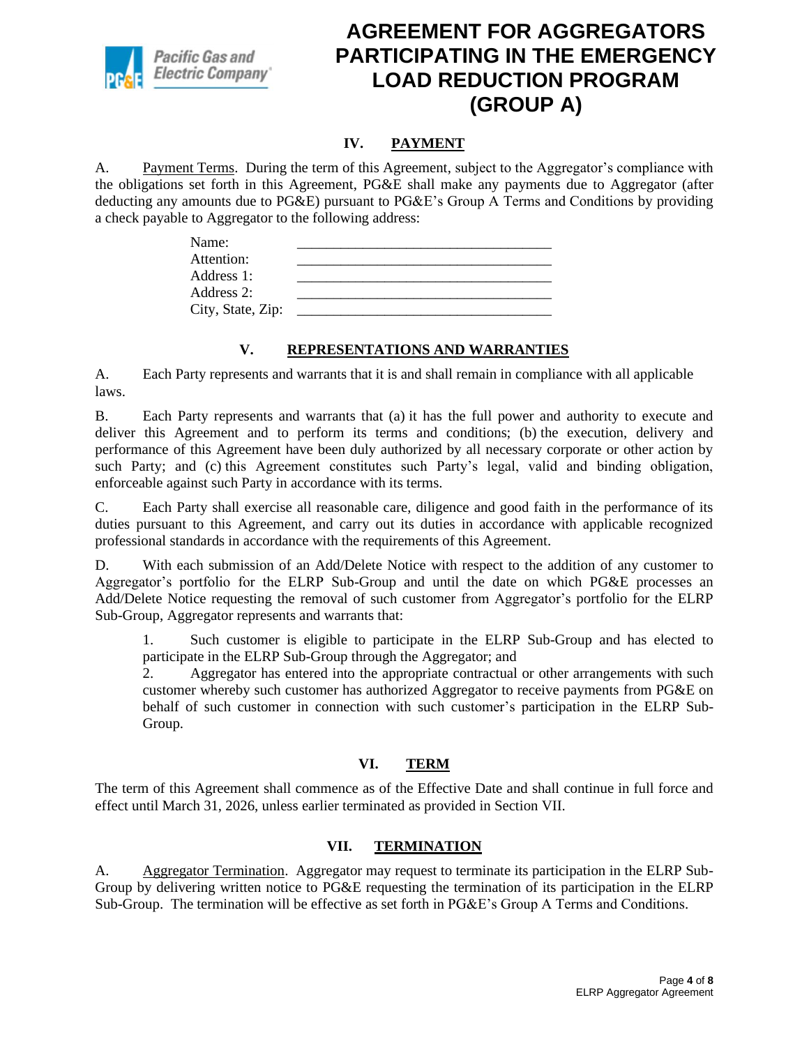## IV. PAYMENT

A. Payment Terms. During the term of this Agreement, subject to the Aggregator's compliance with the obligations set forth in this Agreement, PG&E shall make any payments due to Aggregator (after deducting any amounts due to PG&E) pursuant to PG&E's Group A Terms and Conditions by providing a check payable to Aggregator to the following address:

Name: ___________________________________
Attention: ___________________________________
Address 1: ___________________________________
Address 2: ___________________________________
City, State, Zip: ___________________________________

## V. REPRESENTATIONS AND WARRANTIES

A. Each Party represents and warrants that it is and shall remain in compliance with all applicable laws.

B. Each Party represents and warrants that (a) it has the full power and authority to execute and deliver this Agreement and to perform its terms and conditions; (b) the execution, delivery and performance of this Agreement have been duly authorized by all necessary corporate or other action by such Party; and (c) this Agreement constitutes such Party's legal, valid and binding obligation, enforceable against such Party in accordance with its terms.

C. Each Party shall exercise all reasonable care, diligence and good faith in the performance of its duties pursuant to this Agreement, and carry out its duties in accordance with applicable recognized professional standards in accordance with the requirements of this Agreement.

D. With each submission of an Add/Delete Notice with respect to the addition of any customer to Aggregator's portfolio for the ELRP Sub-Group and until the date on which PG&E processes an Add/Delete Notice requesting the removal of such customer from Aggregator's portfolio for the ELRP Sub-Group, Aggregator represents and warrants that:

1. Such customer is eligible to participate in the ELRP Sub-Group and has elected to participate in the ELRP Sub-Group through the Aggregator; and
2. Aggregator has entered into the appropriate contractual or other arrangements with such customer whereby such customer has authorized Aggregator to receive payments from PG&E on behalf of such customer in connection with such customer's participation in the ELRP Sub-Group.

## VI. TERM

The term of this Agreement shall commence as of the Effective Date and shall continue in full force and effect until March 31, 2026, unless earlier terminated as provided in Section VII.

## VII. TERMINATION

A. Aggregator Termination. Aggregator may request to terminate its participation in the ELRP Sub-Group by delivering written notice to PG&E requesting the termination of its participation in the ELRP Sub-Group. The termination will be effective as set forth in PG&E's Group A Terms and Conditions.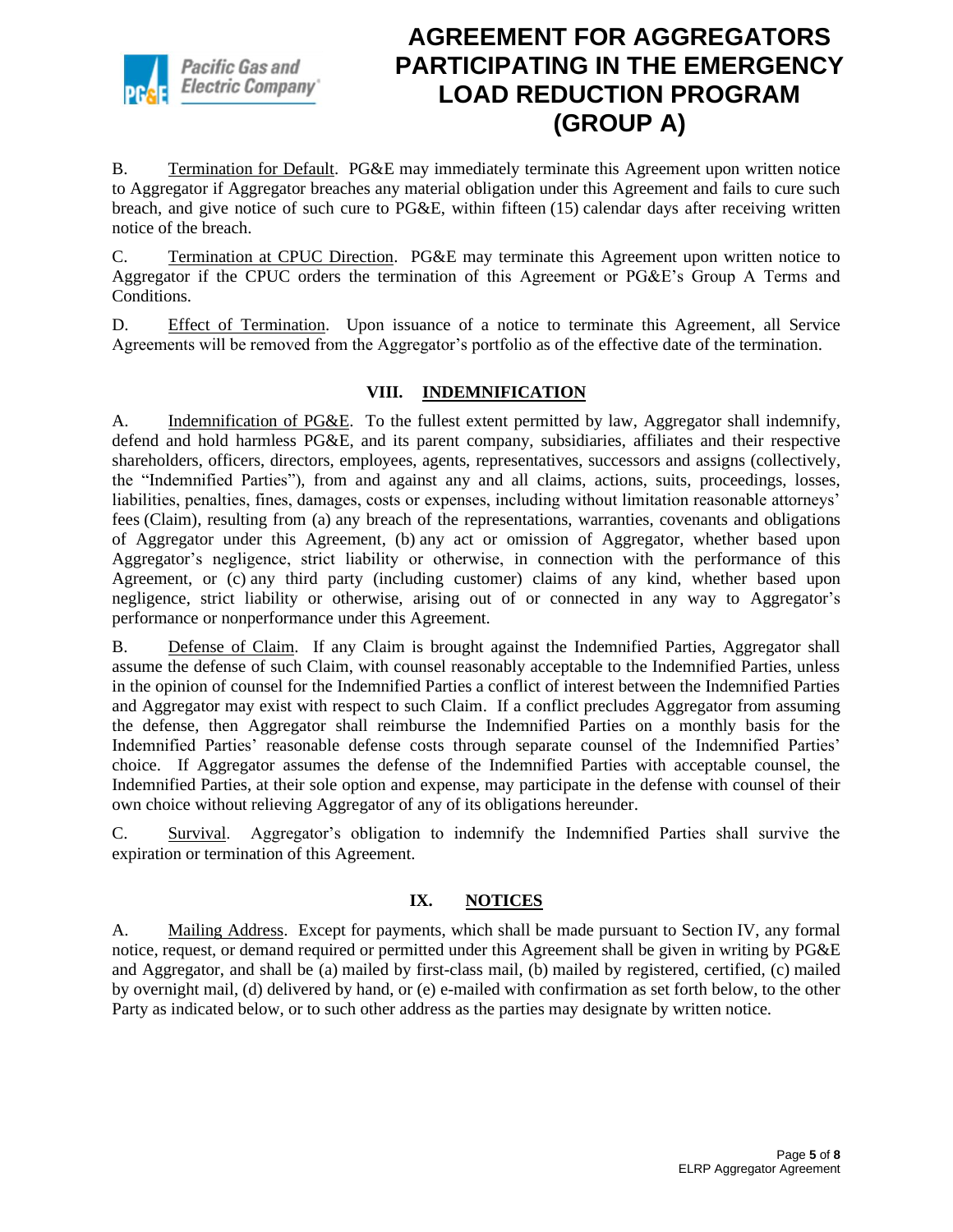B. Termination for Default. PG&E may immediately terminate this Agreement upon written notice to Aggregator if Aggregator breaches any material obligation under this Agreement and fails to cure such breach, and give notice of such cure to PG&E, within fifteen (15) calendar days after receiving written notice of the breach.

C. Termination at CPUC Direction. PG&E may terminate this Agreement upon written notice to Aggregator if the CPUC orders the termination of this Agreement or PG&E's Group A Terms and Conditions.

D. Effect of Termination. Upon issuance of a notice to terminate this Agreement, all Service Agreements will be removed from the Aggregator's portfolio as of the effective date of the termination.

## VIII. INDEMNIFICATION

A. Indemnification of PG&E. To the fullest extent permitted by law, Aggregator shall indemnify, defend and hold harmless PG&E, and its parent company, subsidiaries, affiliates and their respective shareholders, officers, directors, employees, agents, representatives, successors and assigns (collectively, the "Indemnified Parties"), from and against any and all claims, actions, suits, proceedings, losses, liabilities, penalties, fines, damages, costs or expenses, including without limitation reasonable attorneys' fees (Claim), resulting from (a) any breach of the representations, warranties, covenants and obligations of Aggregator under this Agreement, (b) any act or omission of Aggregator, whether based upon Aggregator's negligence, strict liability or otherwise, in connection with the performance of this Agreement, or (c) any third party (including customer) claims of any kind, whether based upon negligence, strict liability or otherwise, arising out of or connected in any way to Aggregator's performance or nonperformance under this Agreement.

B. Defense of Claim. If any Claim is brought against the Indemnified Parties, Aggregator shall assume the defense of such Claim, with counsel reasonably acceptable to the Indemnified Parties, unless in the opinion of counsel for the Indemnified Parties a conflict of interest between the Indemnified Parties and Aggregator may exist with respect to such Claim. If a conflict precludes Aggregator from assuming the defense, then Aggregator shall reimburse the Indemnified Parties on a monthly basis for the Indemnified Parties' reasonable defense costs through separate counsel of the Indemnified Parties' choice. If Aggregator assumes the defense of the Indemnified Parties with acceptable counsel, the Indemnified Parties, at their sole option and expense, may participate in the defense with counsel of their own choice without relieving Aggregator of any of its obligations hereunder.

C. Survival. Aggregator's obligation to indemnify the Indemnified Parties shall survive the expiration or termination of this Agreement.

## IX. NOTICES

A. Mailing Address. Except for payments, which shall be made pursuant to Section IV, any formal notice, request, or demand required or permitted under this Agreement shall be given in writing by PG&E and Aggregator, and shall be (a) mailed by first-class mail, (b) mailed by registered, certified, (c) mailed by overnight mail, (d) delivered by hand, or (e) e-mailed with confirmation as set forth below, to the other Party as indicated below, or to such other address as the parties may designate by written notice.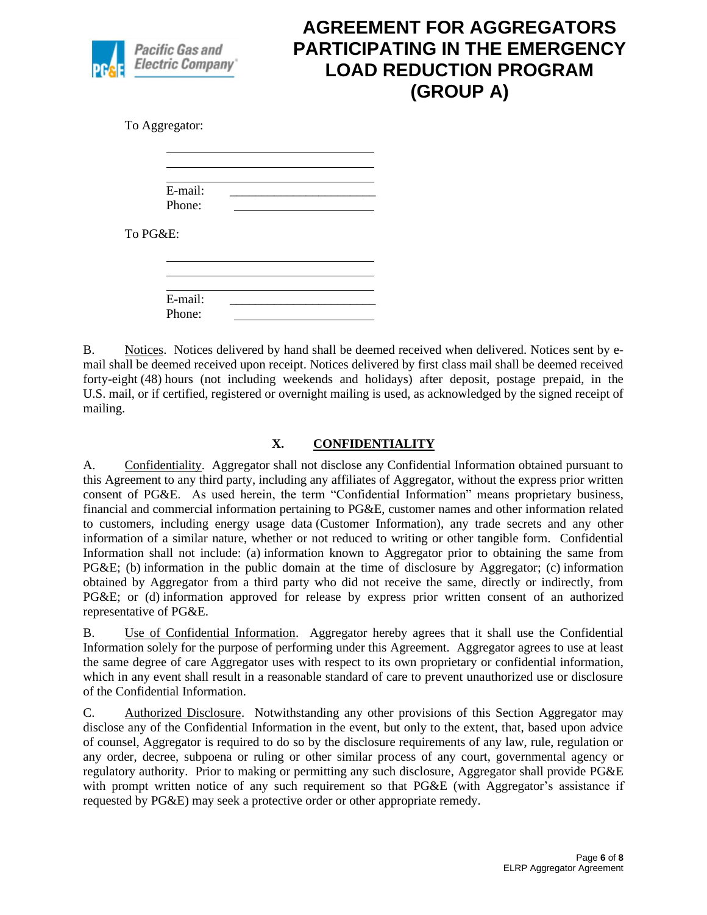# AGREEMENT FOR AGGREGATORS PARTICIPATING IN THE EMERGENCY LOAD REDUCTION PROGRAM (GROUP A)

To Aggregator:

\_\_\_\_\_\_\_\_\_\_\_\_\_\_\_\_\_\_\_\_\_\_\_\_\_\_\_\_\_\_
\_\_\_\_\_\_\_\_\_\_\_\_\_\_\_\_\_\_\_\_\_\_\_\_\_\_\_\_\_\_
\_\_\_\_\_\_\_\_\_\_\_\_\_\_\_\_\_\_\_\_\_\_\_\_\_\_\_\_\_\_
E-mail: \_\_\_\_\_\_\_\_\_\_\_\_\_\_\_\_\_\_\_\_\_\_
Phone: \_\_\_\_\_\_\_\_\_\_\_\_\_\_\_\_\_\_\_\_\_\_

To PG&E:

\_\_\_\_\_\_\_\_\_\_\_\_\_\_\_\_\_\_\_\_\_\_\_\_\_\_\_\_\_\_
\_\_\_\_\_\_\_\_\_\_\_\_\_\_\_\_\_\_\_\_\_\_\_\_\_\_\_\_\_\_
\_\_\_\_\_\_\_\_\_\_\_\_\_\_\_\_\_\_\_\_\_\_\_\_\_\_\_\_\_\_
E-mail: \_\_\_\_\_\_\_\_\_\_\_\_\_\_\_\_\_\_\_\_\_\_
Phone: \_\_\_\_\_\_\_\_\_\_\_\_\_\_\_\_\_\_\_\_\_\_

B. Notices. Notices delivered by hand shall be deemed received when delivered. Notices sent by e-mail shall be deemed received upon receipt. Notices delivered by first class mail shall be deemed received forty-eight (48) hours (not including weekends and holidays) after deposit, postage prepaid, in the U.S. mail, or if certified, registered or overnight mailing is used, as acknowledged by the signed receipt of mailing.

## X. CONFIDENTIALITY

A. Confidentiality. Aggregator shall not disclose any Confidential Information obtained pursuant to this Agreement to any third party, including any affiliates of Aggregator, without the express prior written consent of PG&E. As used herein, the term "Confidential Information" means proprietary business, financial and commercial information pertaining to PG&E, customer names and other information related to customers, including energy usage data (Customer Information), any trade secrets and any other information of a similar nature, whether or not reduced to writing or other tangible form. Confidential Information shall not include: (a) information known to Aggregator prior to obtaining the same from PG&E; (b) information in the public domain at the time of disclosure by Aggregator; (c) information obtained by Aggregator from a third party who did not receive the same, directly or indirectly, from PG&E; or (d) information approved for release by express prior written consent of an authorized representative of PG&E.

B. Use of Confidential Information. Aggregator hereby agrees that it shall use the Confidential Information solely for the purpose of performing under this Agreement. Aggregator agrees to use at least the same degree of care Aggregator uses with respect to its own proprietary or confidential information, which in any event shall result in a reasonable standard of care to prevent unauthorized use or disclosure of the Confidential Information.

C. Authorized Disclosure. Notwithstanding any other provisions of this Section Aggregator may disclose any of the Confidential Information in the event, but only to the extent, that, based upon advice of counsel, Aggregator is required to do so by the disclosure requirements of any law, rule, regulation or any order, decree, subpoena or ruling or other similar process of any court, governmental agency or regulatory authority. Prior to making or permitting any such disclosure, Aggregator shall provide PG&E with prompt written notice of any such requirement so that PG&E (with Aggregator's assistance if requested by PG&E) may seek a protective order or other appropriate remedy.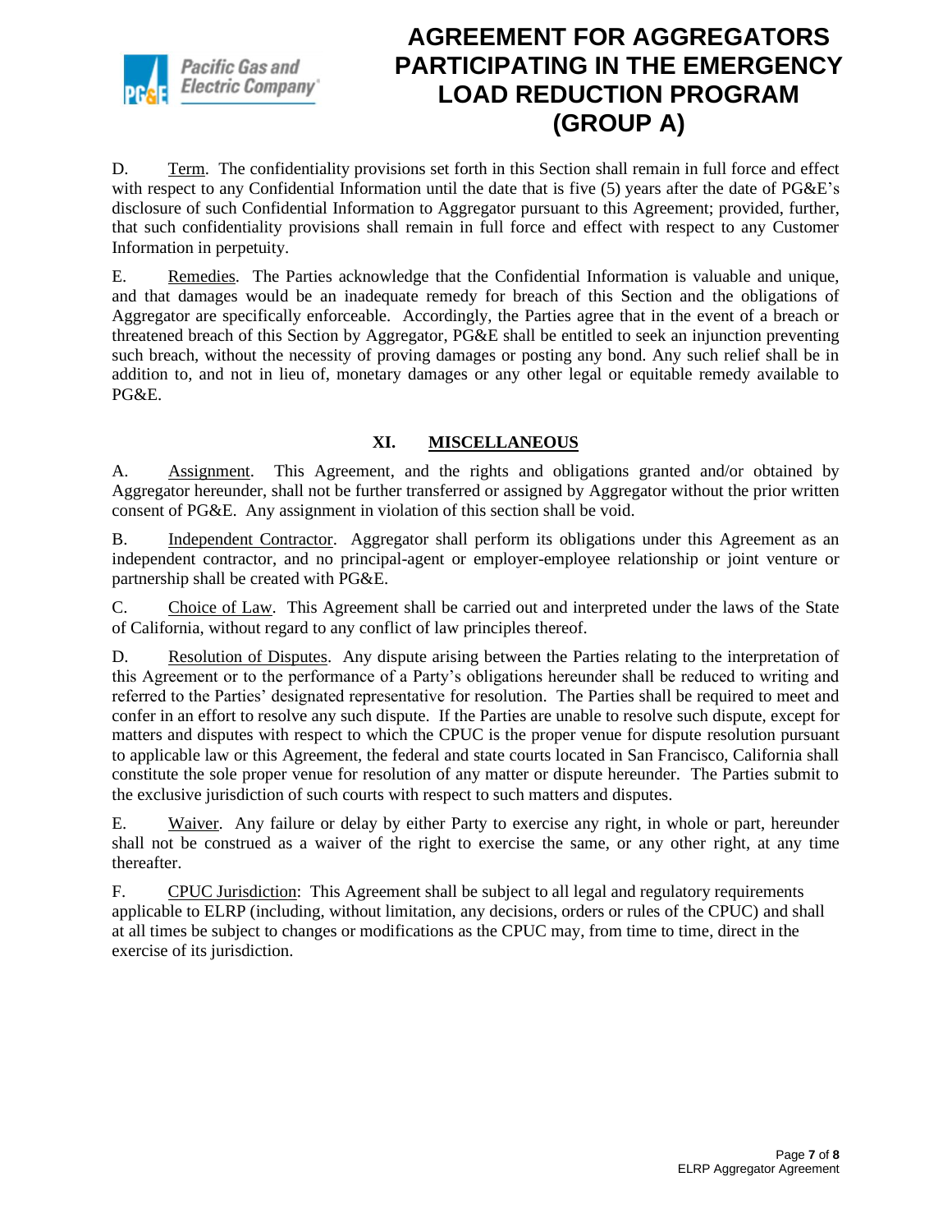D. Term. The confidentiality provisions set forth in this Section shall remain in full force and effect with respect to any Confidential Information until the date that is five (5) years after the date of PG&E's disclosure of such Confidential Information to Aggregator pursuant to this Agreement; provided, further, that such confidentiality provisions shall remain in full force and effect with respect to any Customer Information in perpetuity.

E. Remedies. The Parties acknowledge that the Confidential Information is valuable and unique, and that damages would be an inadequate remedy for breach of this Section and the obligations of Aggregator are specifically enforceable. Accordingly, the Parties agree that in the event of a breach or threatened breach of this Section by Aggregator, PG&E shall be entitled to seek an injunction preventing such breach, without the necessity of proving damages or posting any bond. Any such relief shall be in addition to, and not in lieu of, monetary damages or any other legal or equitable remedy available to PG&E.

## XI. MISCELLANEOUS

A. Assignment. This Agreement, and the rights and obligations granted and/or obtained by Aggregator hereunder, shall not be further transferred or assigned by Aggregator without the prior written consent of PG&E. Any assignment in violation of this section shall be void.

B. Independent Contractor. Aggregator shall perform its obligations under this Agreement as an independent contractor, and no principal-agent or employer-employee relationship or joint venture or partnership shall be created with PG&E.

C. Choice of Law. This Agreement shall be carried out and interpreted under the laws of the State of California, without regard to any conflict of law principles thereof.

D. Resolution of Disputes. Any dispute arising between the Parties relating to the interpretation of this Agreement or to the performance of a Party's obligations hereunder shall be reduced to writing and referred to the Parties' designated representative for resolution. The Parties shall be required to meet and confer in an effort to resolve any such dispute. If the Parties are unable to resolve such dispute, except for matters and disputes with respect to which the CPUC is the proper venue for dispute resolution pursuant to applicable law or this Agreement, the federal and state courts located in San Francisco, California shall constitute the sole proper venue for resolution of any matter or dispute hereunder. The Parties submit to the exclusive jurisdiction of such courts with respect to such matters and disputes.

E. Waiver. Any failure or delay by either Party to exercise any right, in whole or part, hereunder shall not be construed as a waiver of the right to exercise the same, or any other right, at any time thereafter.

F. CPUC Jurisdiction: This Agreement shall be subject to all legal and regulatory requirements applicable to ELRP (including, without limitation, any decisions, orders or rules of the CPUC) and shall at all times be subject to changes or modifications as the CPUC may, from time to time, direct in the exercise of its jurisdiction.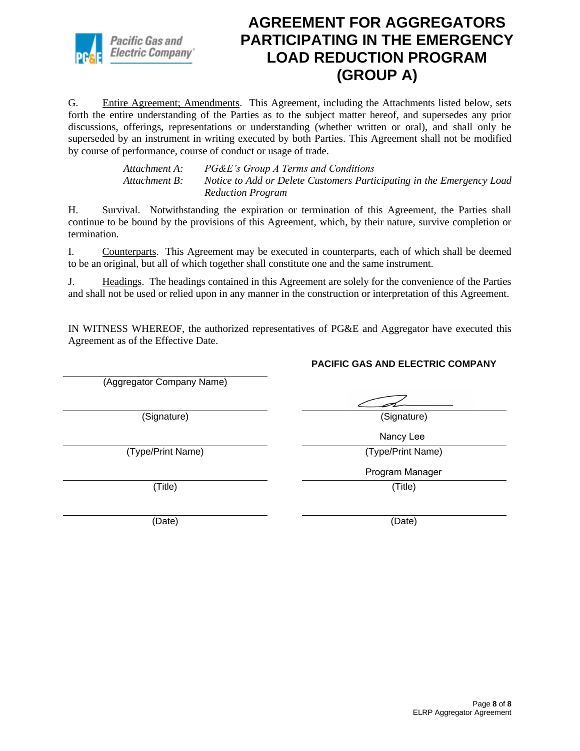# AGREEMENT FOR AGGREGATORS PARTICIPATING IN THE EMERGENCY LOAD REDUCTION PROGRAM (GROUP A)

G. Entire Agreement; Amendments. This Agreement, including the Attachments listed below, sets forth the entire understanding of the Parties as to the subject matter hereof, and supersedes any prior discussions, offerings, representations or understanding (whether written or oral), and shall only be superseded by an instrument in writing executed by both Parties. This Agreement shall not be modified by course of performance, course of conduct or usage of trade.

*Attachment A:* *PG&E's Group A Terms and Conditions*
*Attachment B:* *Notice to Add or Delete Customers Participating in the Emergency Load Reduction Program*

H. Survival. Notwithstanding the expiration or termination of this Agreement, the Parties shall continue to be bound by the provisions of this Agreement, which, by their nature, survive completion or termination.

I. Counterparts. This Agreement may be executed in counterparts, each of which shall be deemed to be an original, but all of which together shall constitute one and the same instrument.

J. Headings. The headings contained in this Agreement are solely for the convenience of the Parties and shall not be used or relied upon in any manner in the construction or interpretation of this Agreement.

IN WITNESS WHEREOF, the authorized representatives of PG&E and Aggregator have executed this Agreement as of the Effective Date.

| | **PACIFIC GAS AND ELECTRIC COMPANY** |
|---|---|
| (Aggregator Company Name) | |
| (Signature) | (Signature) |
| (Type/Print Name) | Nancy Lee<br>(Type/Print Name) |
| (Title) | Program Manager<br>(Title) |
| (Date) | (Date) |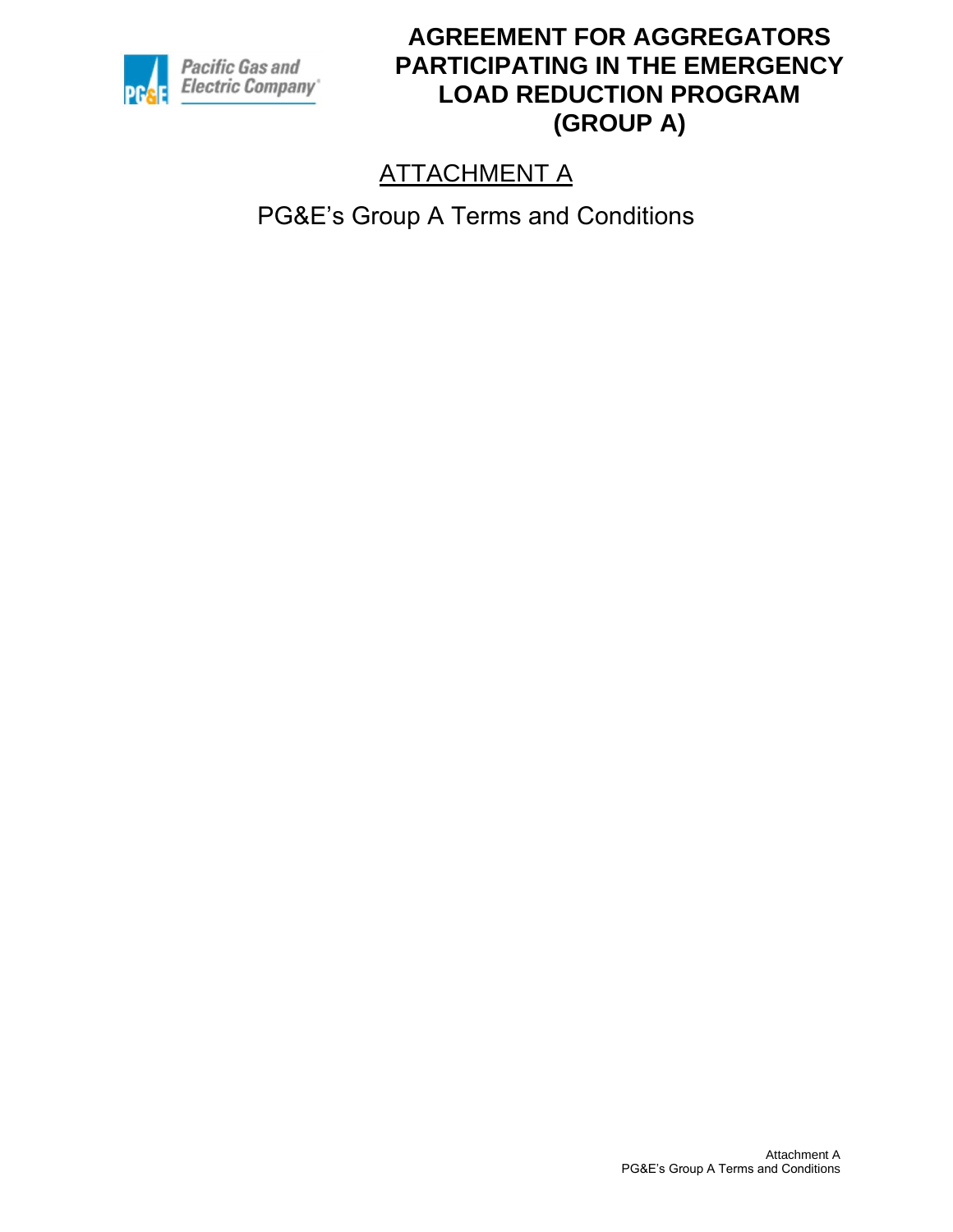# AGREEMENT FOR AGGREGATORS PARTICIPATING IN THE EMERGENCY LOAD REDUCTION PROGRAM (GROUP A)

## ATTACHMENT A

PG&E's Group A Terms and Conditions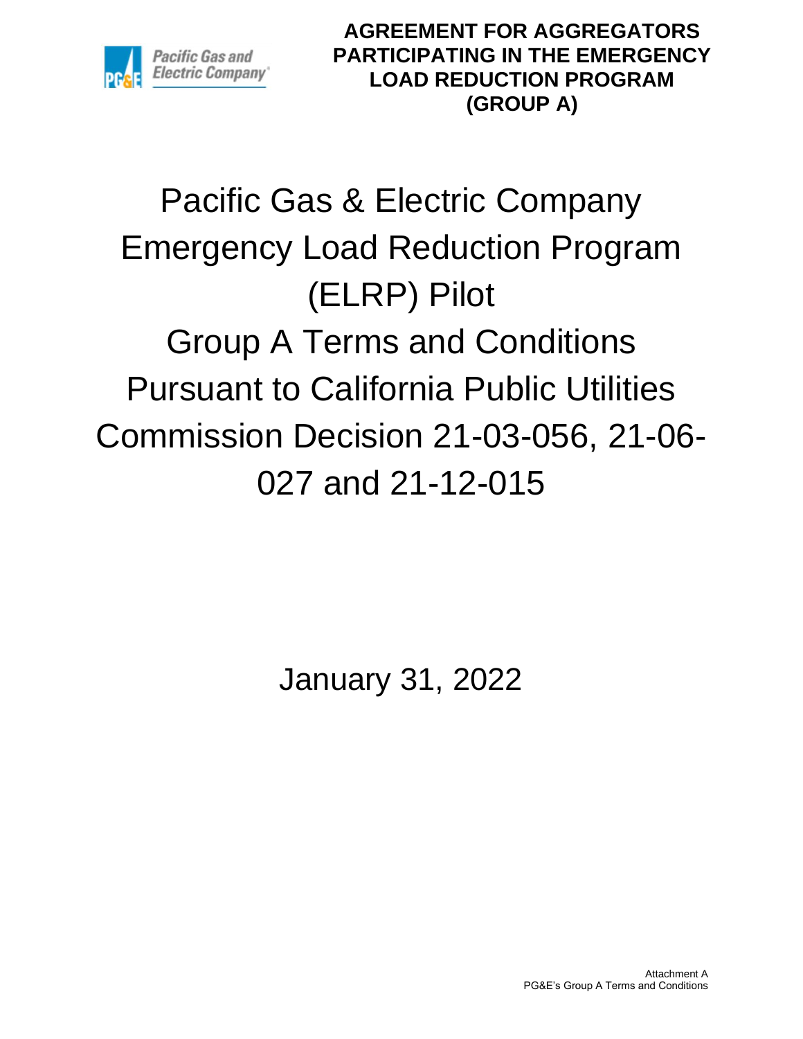# AGREEMENT FOR AGGREGATORS PARTICIPATING IN THE EMERGENCY LOAD REDUCTION PROGRAM (GROUP A)

# Pacific Gas & Electric Company Emergency Load Reduction Program (ELRP) Pilot Group A Terms and Conditions Pursuant to California Public Utilities Commission Decision 21-03-056, 21-06-027 and 21-12-015

January 31, 2022

Attachment A
PG&E's Group A Terms and Conditions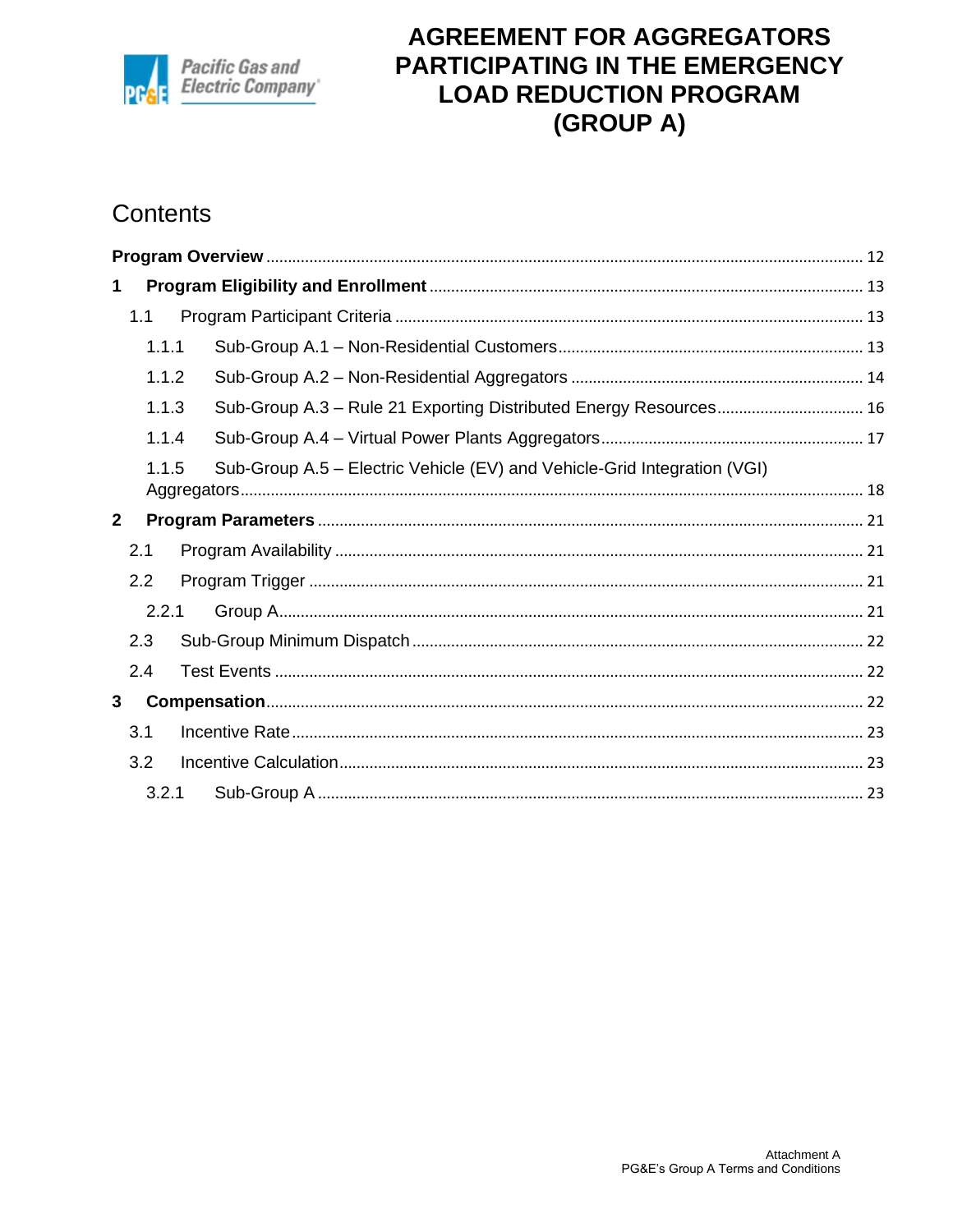# AGREEMENT FOR AGGREGATORS PARTICIPATING IN THE EMERGENCY LOAD REDUCTION PROGRAM (GROUP A)

## Contents

**Program Overview** ..... 12

**1 Program Eligibility and Enrollment** ..... 13

- 1.1 Program Participant Criteria ..... 13
  - 1.1.1 Sub-Group A.1 – Non-Residential Customers ..... 13
  - 1.1.2 Sub-Group A.2 – Non-Residential Aggregators ..... 14
  - 1.1.3 Sub-Group A.3 – Rule 21 Exporting Distributed Energy Resources ..... 16
  - 1.1.4 Sub-Group A.4 – Virtual Power Plants Aggregators ..... 17
  - 1.1.5 Sub-Group A.5 – Electric Vehicle (EV) and Vehicle-Grid Integration (VGI) Aggregators ..... 18

**2 Program Parameters** ..... 21

- 2.1 Program Availability ..... 21
- 2.2 Program Trigger ..... 21
  - 2.2.1 Group A ..... 21
- 2.3 Sub-Group Minimum Dispatch ..... 22
- 2.4 Test Events ..... 22

**3 Compensation** ..... 22

- 3.1 Incentive Rate ..... 23
- 3.2 Incentive Calculation ..... 23
  - 3.2.1 Sub-Group A ..... 23

Attachment A
PG&E's Group A Terms and Conditions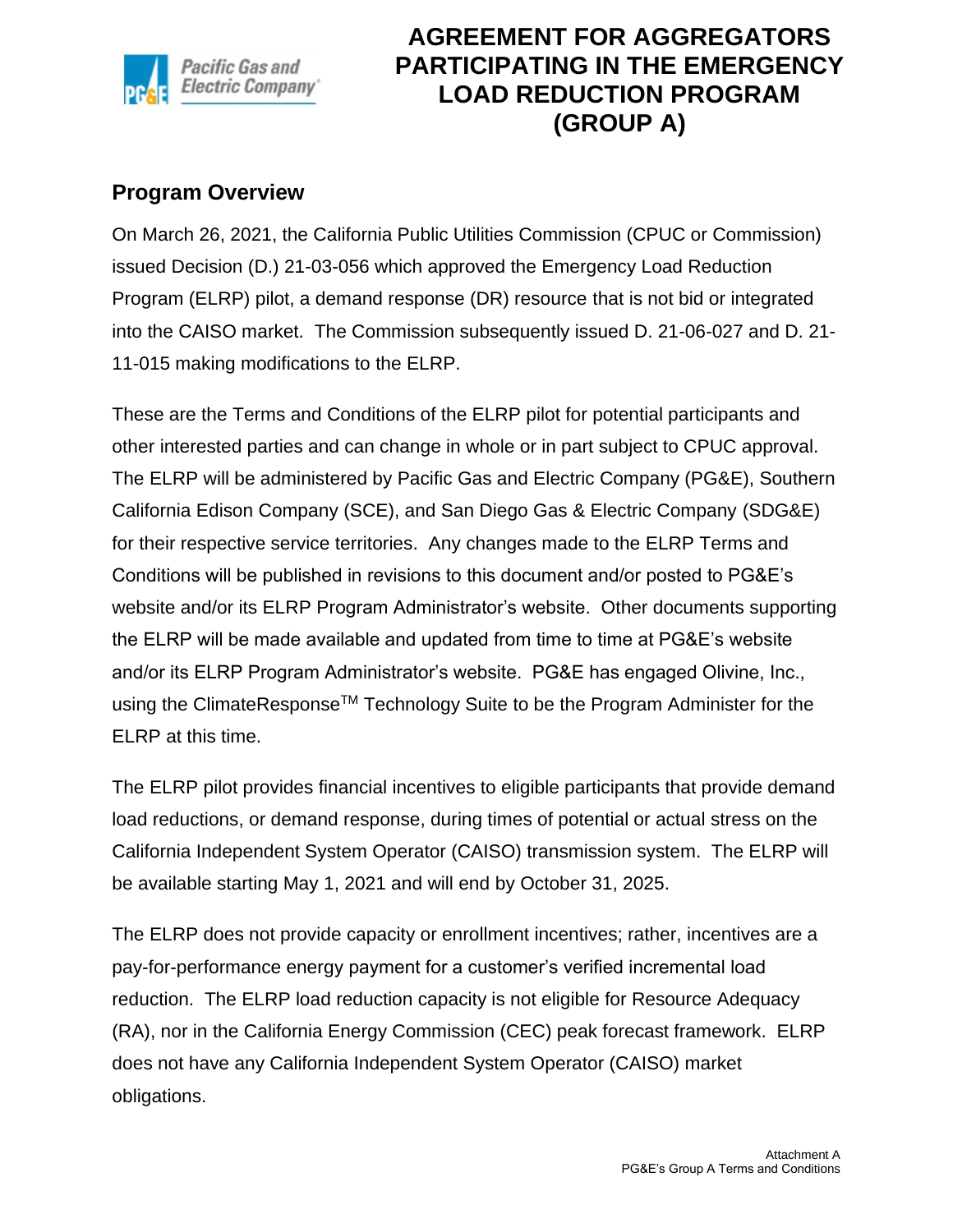# AGREEMENT FOR AGGREGATORS PARTICIPATING IN THE EMERGENCY LOAD REDUCTION PROGRAM (GROUP A)

## Program Overview

On March 26, 2021, the California Public Utilities Commission (CPUC or Commission) issued Decision (D.) 21-03-056 which approved the Emergency Load Reduction Program (ELRP) pilot, a demand response (DR) resource that is not bid or integrated into the CAISO market. The Commission subsequently issued D. 21-06-027 and D. 21-11-015 making modifications to the ELRP.

These are the Terms and Conditions of the ELRP pilot for potential participants and other interested parties and can change in whole or in part subject to CPUC approval. The ELRP will be administered by Pacific Gas and Electric Company (PG&E), Southern California Edison Company (SCE), and San Diego Gas & Electric Company (SDG&E) for their respective service territories. Any changes made to the ELRP Terms and Conditions will be published in revisions to this document and/or posted to PG&E's website and/or its ELRP Program Administrator's website. Other documents supporting the ELRP will be made available and updated from time to time at PG&E's website and/or its ELRP Program Administrator's website. PG&E has engaged Olivine, Inc., using the ClimateResponse™ Technology Suite to be the Program Administer for the ELRP at this time.

The ELRP pilot provides financial incentives to eligible participants that provide demand load reductions, or demand response, during times of potential or actual stress on the California Independent System Operator (CAISO) transmission system. The ELRP will be available starting May 1, 2021 and will end by October 31, 2025.

The ELRP does not provide capacity or enrollment incentives; rather, incentives are a pay-for-performance energy payment for a customer's verified incremental load reduction. The ELRP load reduction capacity is not eligible for Resource Adequacy (RA), nor in the California Energy Commission (CEC) peak forecast framework. ELRP does not have any California Independent System Operator (CAISO) market obligations.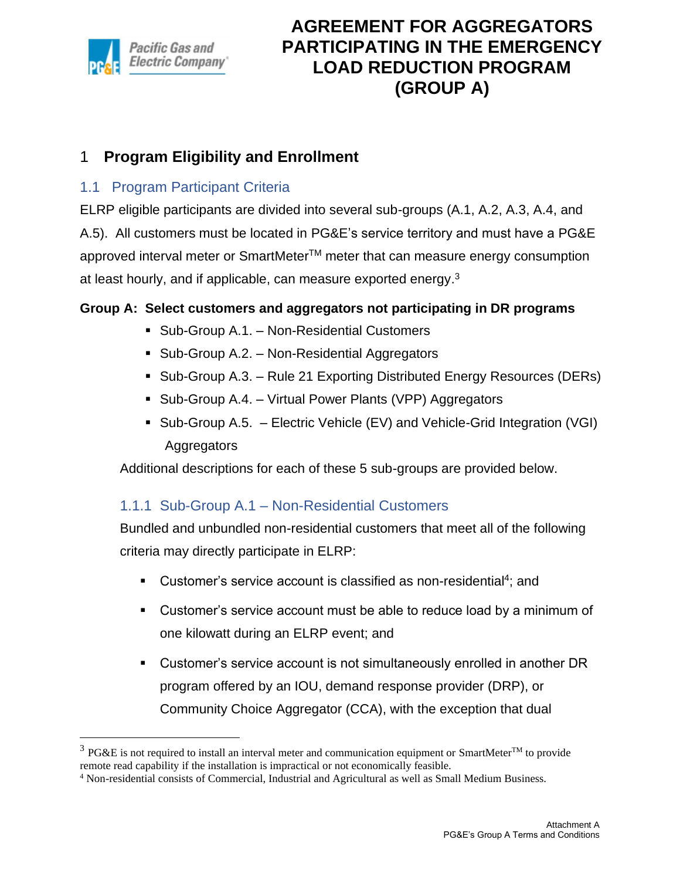# AGREEMENT FOR AGGREGATORS PARTICIPATING IN THE EMERGENCY LOAD REDUCTION PROGRAM (GROUP A)

## 1 Program Eligibility and Enrollment

### 1.1 Program Participant Criteria

ELRP eligible participants are divided into several sub-groups (A.1, A.2, A.3, A.4, and A.5). All customers must be located in PG&E's service territory and must have a PG&E approved interval meter or SmartMeter™ meter that can measure energy consumption at least hourly, and if applicable, can measure exported energy.[3]

**Group A: Select customers and aggregators not participating in DR programs**

- Sub-Group A.1. – Non-Residential Customers
- Sub-Group A.2. – Non-Residential Aggregators
- Sub-Group A.3. – Rule 21 Exporting Distributed Energy Resources (DERs)
- Sub-Group A.4. – Virtual Power Plants (VPP) Aggregators
- Sub-Group A.5. – Electric Vehicle (EV) and Vehicle-Grid Integration (VGI) Aggregators

Additional descriptions for each of these 5 sub-groups are provided below.

#### 1.1.1 Sub-Group A.1 – Non-Residential Customers

Bundled and unbundled non-residential customers that meet all of the following criteria may directly participate in ELRP:

- Customer's service account is classified as non-residential[4]; and
- Customer's service account must be able to reduce load by a minimum of one kilowatt during an ELRP event; and
- Customer's service account is not simultaneously enrolled in another DR program offered by an IOU, demand response provider (DRP), or Community Choice Aggregator (CCA), with the exception that dual

---

[3] PG&E is not required to install an interval meter and communication equipment or SmartMeter™ to provide remote read capability if the installation is impractical or not economically feasible.

[4] Non-residential consists of Commercial, Industrial and Agricultural as well as Small Medium Business.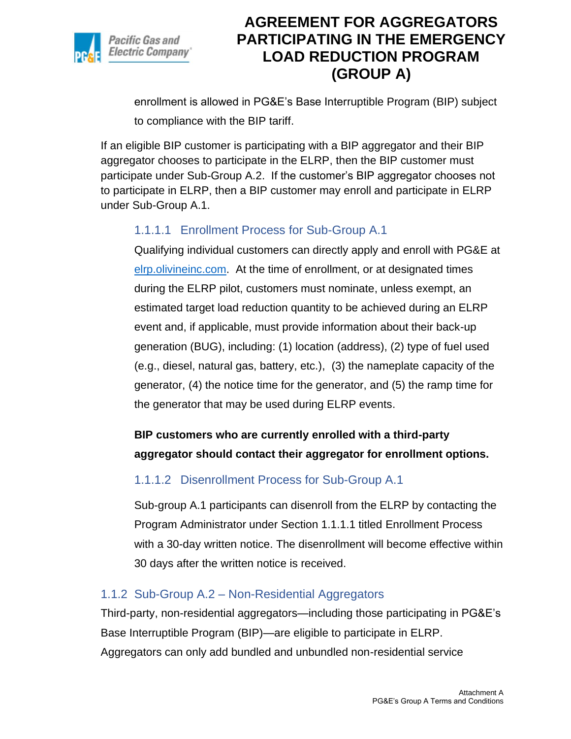enrollment is allowed in PG&E's Base Interruptible Program (BIP) subject to compliance with the BIP tariff.

If an eligible BIP customer is participating with a BIP aggregator and their BIP aggregator chooses to participate in the ELRP, then the BIP customer must participate under Sub-Group A.2. If the customer's BIP aggregator chooses not to participate in ELRP, then a BIP customer may enroll and participate in ELRP under Sub-Group A.1.

#### 1.1.1.1 Enrollment Process for Sub-Group A.1

Qualifying individual customers can directly apply and enroll with PG&E at elrp.olivineinc.com. At the time of enrollment, or at designated times during the ELRP pilot, customers must nominate, unless exempt, an estimated target load reduction quantity to be achieved during an ELRP event and, if applicable, must provide information about their back-up generation (BUG), including: (1) location (address), (2) type of fuel used (e.g., diesel, natural gas, battery, etc.), (3) the nameplate capacity of the generator, (4) the notice time for the generator, and (5) the ramp time for the generator that may be used during ELRP events.

**BIP customers who are currently enrolled with a third-party aggregator should contact their aggregator for enrollment options.**

#### 1.1.1.2 Disenrollment Process for Sub-Group A.1

Sub-group A.1 participants can disenroll from the ELRP by contacting the Program Administrator under Section 1.1.1.1 titled Enrollment Process with a 30-day written notice. The disenrollment will become effective within 30 days after the written notice is received.

### 1.1.2 Sub-Group A.2 – Non-Residential Aggregators

Third-party, non-residential aggregators—including those participating in PG&E's Base Interruptible Program (BIP)—are eligible to participate in ELRP. Aggregators can only add bundled and unbundled non-residential service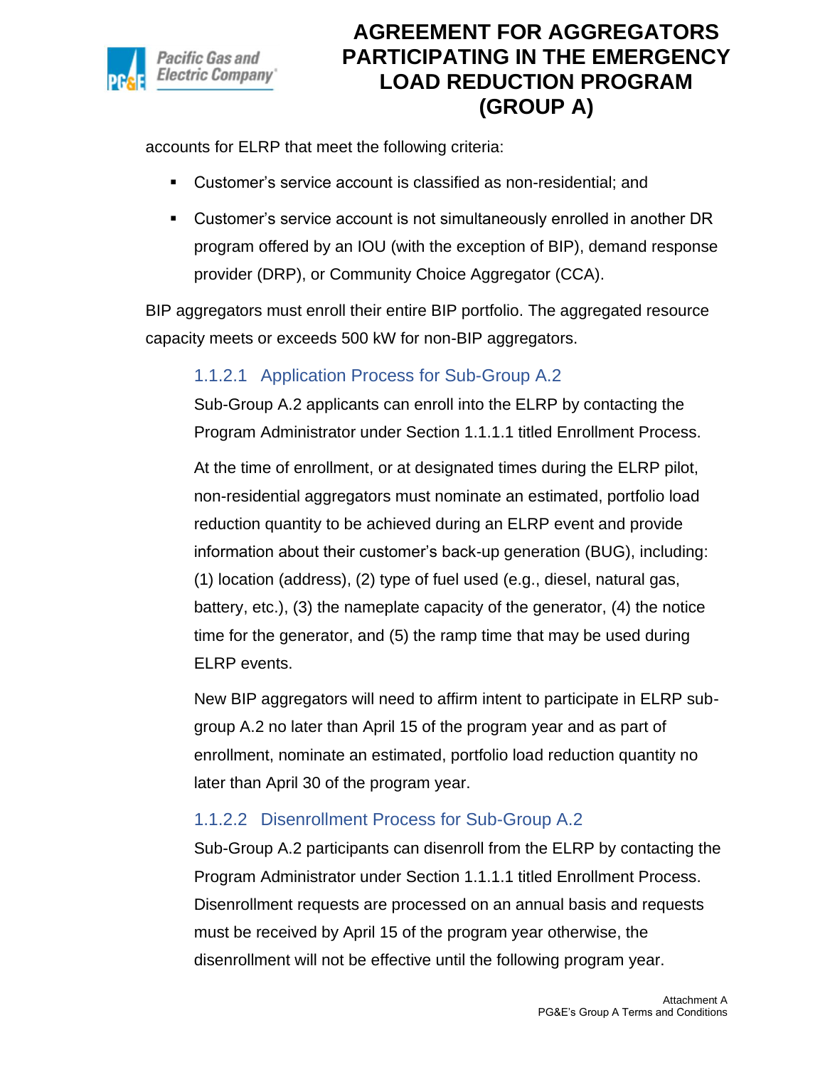accounts for ELRP that meet the following criteria:

- Customer's service account is classified as non-residential; and
- Customer's service account is not simultaneously enrolled in another DR program offered by an IOU (with the exception of BIP), demand response provider (DRP), or Community Choice Aggregator (CCA).

BIP aggregators must enroll their entire BIP portfolio. The aggregated resource capacity meets or exceeds 500 kW for non-BIP aggregators.

#### 1.1.2.1 Application Process for Sub-Group A.2

Sub-Group A.2 applicants can enroll into the ELRP by contacting the Program Administrator under Section 1.1.1.1 titled Enrollment Process.

At the time of enrollment, or at designated times during the ELRP pilot, non-residential aggregators must nominate an estimated, portfolio load reduction quantity to be achieved during an ELRP event and provide information about their customer's back-up generation (BUG), including: (1) location (address), (2) type of fuel used (e.g., diesel, natural gas, battery, etc.), (3) the nameplate capacity of the generator, (4) the notice time for the generator, and (5) the ramp time that may be used during ELRP events.

New BIP aggregators will need to affirm intent to participate in ELRP sub-group A.2 no later than April 15 of the program year and as part of enrollment, nominate an estimated, portfolio load reduction quantity no later than April 30 of the program year.

#### 1.1.2.2 Disenrollment Process for Sub-Group A.2

Sub-Group A.2 participants can disenroll from the ELRP by contacting the Program Administrator under Section 1.1.1.1 titled Enrollment Process. Disenrollment requests are processed on an annual basis and requests must be received by April 15 of the program year otherwise, the disenrollment will not be effective until the following program year.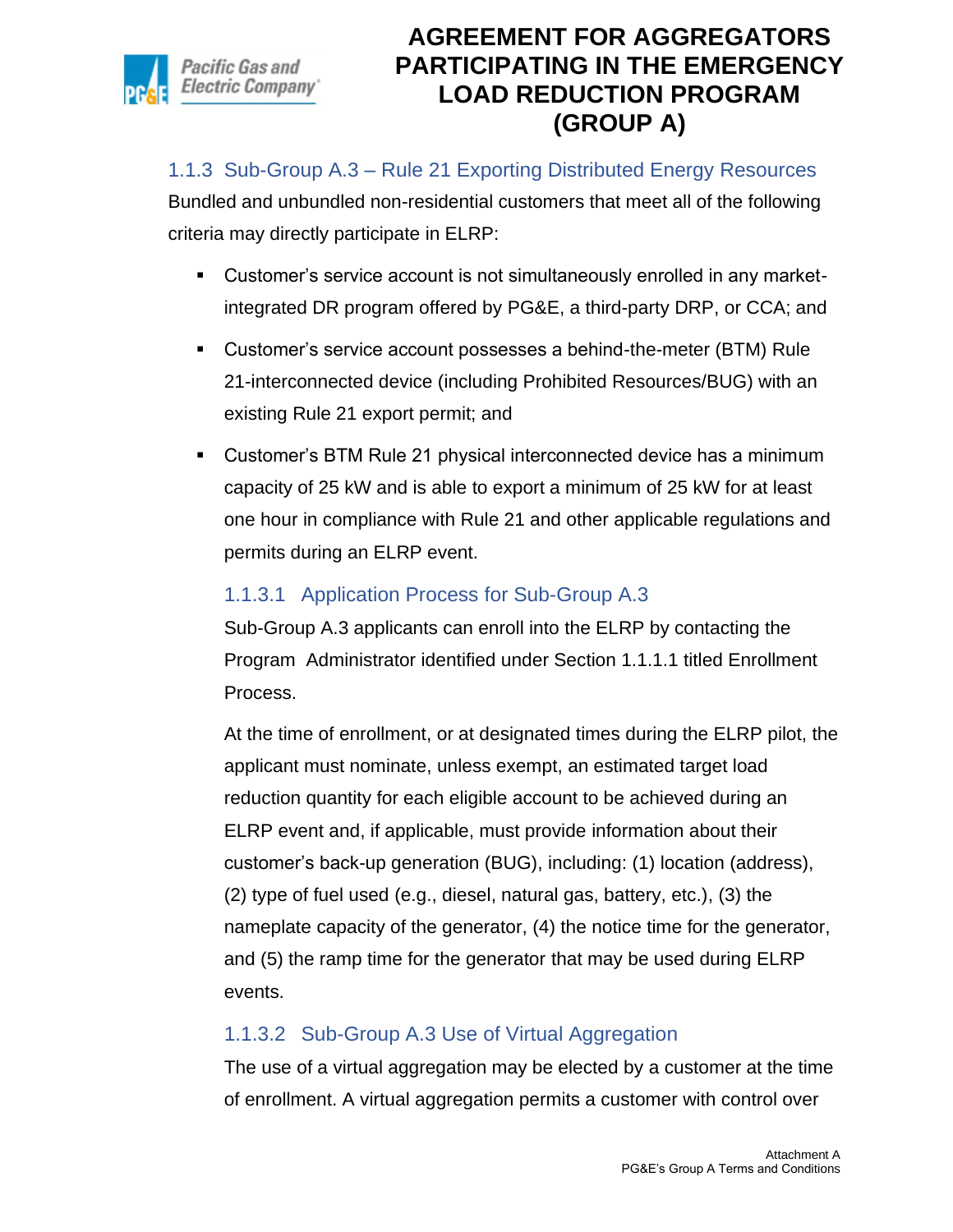### 1.1.3 Sub-Group A.3 – Rule 21 Exporting Distributed Energy Resources

Bundled and unbundled non-residential customers that meet all of the following criteria may directly participate in ELRP:

- Customer's service account is not simultaneously enrolled in any market-integrated DR program offered by PG&E, a third-party DRP, or CCA; and
- Customer's service account possesses a behind-the-meter (BTM) Rule 21-interconnected device (including Prohibited Resources/BUG) with an existing Rule 21 export permit; and
- Customer's BTM Rule 21 physical interconnected device has a minimum capacity of 25 kW and is able to export a minimum of 25 kW for at least one hour in compliance with Rule 21 and other applicable regulations and permits during an ELRP event.

#### 1.1.3.1 Application Process for Sub-Group A.3

Sub-Group A.3 applicants can enroll into the ELRP by contacting the Program Administrator identified under Section 1.1.1.1 titled Enrollment Process.

At the time of enrollment, or at designated times during the ELRP pilot, the applicant must nominate, unless exempt, an estimated target load reduction quantity for each eligible account to be achieved during an ELRP event and, if applicable, must provide information about their customer's back-up generation (BUG), including: (1) location (address), (2) type of fuel used (e.g., diesel, natural gas, battery, etc.), (3) the nameplate capacity of the generator, (4) the notice time for the generator, and (5) the ramp time for the generator that may be used during ELRP events.

#### 1.1.3.2 Sub-Group A.3 Use of Virtual Aggregation

The use of a virtual aggregation may be elected by a customer at the time of enrollment. A virtual aggregation permits a customer with control over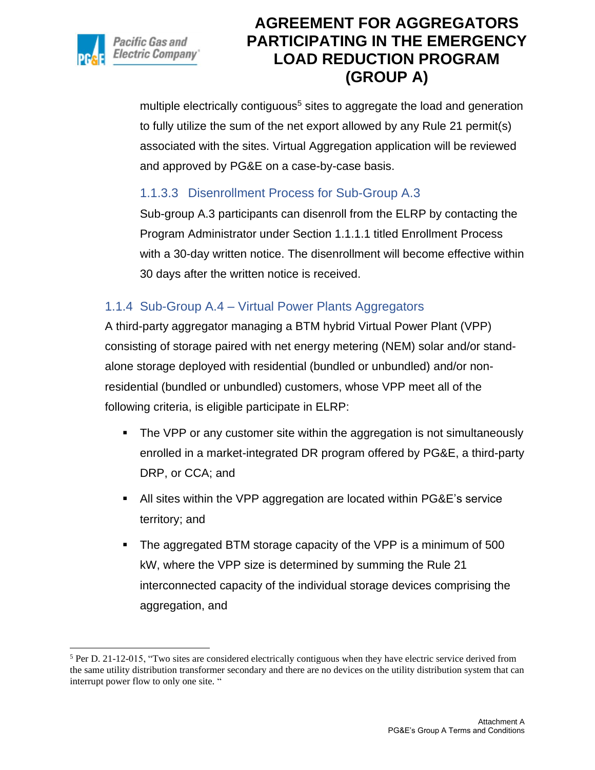multiple electrically contiguous[5] sites to aggregate the load and generation to fully utilize the sum of the net export allowed by any Rule 21 permit(s) associated with the sites. Virtual Aggregation application will be reviewed and approved by PG&E on a case-by-case basis.

#### 1.1.3.3 Disenrollment Process for Sub-Group A.3

Sub-group A.3 participants can disenroll from the ELRP by contacting the Program Administrator under Section 1.1.1.1 titled Enrollment Process with a 30-day written notice. The disenrollment will become effective within 30 days after the written notice is received.

### 1.1.4 Sub-Group A.4 – Virtual Power Plants Aggregators

A third-party aggregator managing a BTM hybrid Virtual Power Plant (VPP) consisting of storage paired with net energy metering (NEM) solar and/or stand-alone storage deployed with residential (bundled or unbundled) and/or non-residential (bundled or unbundled) customers, whose VPP meet all of the following criteria, is eligible participate in ELRP:

- The VPP or any customer site within the aggregation is not simultaneously enrolled in a market-integrated DR program offered by PG&E, a third-party DRP, or CCA; and
- All sites within the VPP aggregation are located within PG&E's service territory; and
- The aggregated BTM storage capacity of the VPP is a minimum of 500 kW, where the VPP size is determined by summing the Rule 21 interconnected capacity of the individual storage devices comprising the aggregation, and

---

[5] Per D. 21-12-015, "Two sites are considered electrically contiguous when they have electric service derived from the same utility distribution transformer secondary and there are no devices on the utility distribution system that can interrupt power flow to only one site. "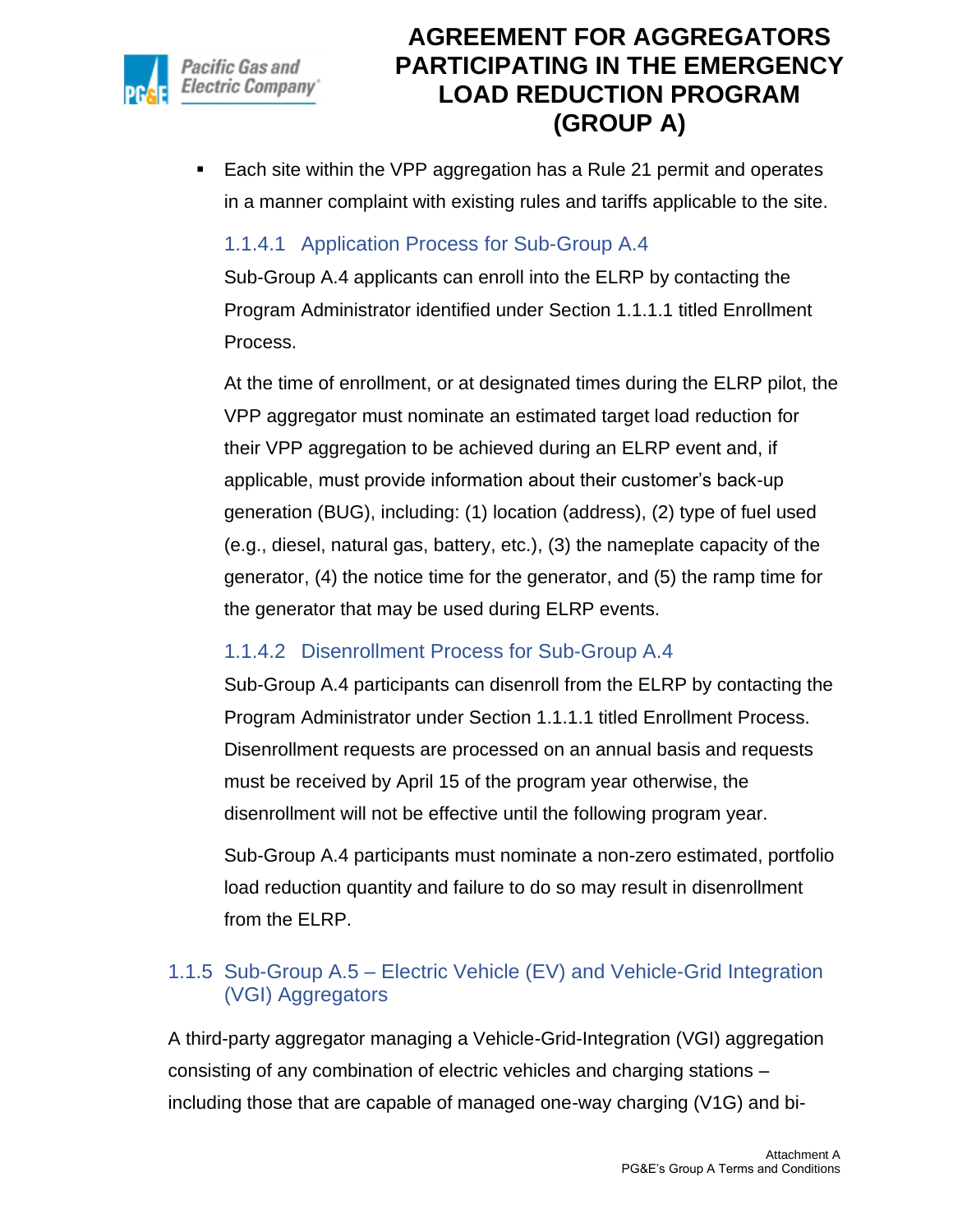- Each site within the VPP aggregation has a Rule 21 permit and operates in a manner complaint with existing rules and tariffs applicable to the site.

#### 1.1.4.1 Application Process for Sub-Group A.4

Sub-Group A.4 applicants can enroll into the ELRP by contacting the Program Administrator identified under Section 1.1.1.1 titled Enrollment Process.

At the time of enrollment, or at designated times during the ELRP pilot, the VPP aggregator must nominate an estimated target load reduction for their VPP aggregation to be achieved during an ELRP event and, if applicable, must provide information about their customer's back-up generation (BUG), including: (1) location (address), (2) type of fuel used (e.g., diesel, natural gas, battery, etc.), (3) the nameplate capacity of the generator, (4) the notice time for the generator, and (5) the ramp time for the generator that may be used during ELRP events.

#### 1.1.4.2 Disenrollment Process for Sub-Group A.4

Sub-Group A.4 participants can disenroll from the ELRP by contacting the Program Administrator under Section 1.1.1.1 titled Enrollment Process. Disenrollment requests are processed on an annual basis and requests must be received by April 15 of the program year otherwise, the disenrollment will not be effective until the following program year.

Sub-Group A.4 participants must nominate a non-zero estimated, portfolio load reduction quantity and failure to do so may result in disenrollment from the ELRP.

### 1.1.5 Sub-Group A.5 – Electric Vehicle (EV) and Vehicle-Grid Integration (VGI) Aggregators

A third-party aggregator managing a Vehicle-Grid-Integration (VGI) aggregation consisting of any combination of electric vehicles and charging stations – including those that are capable of managed one-way charging (V1G) and bi-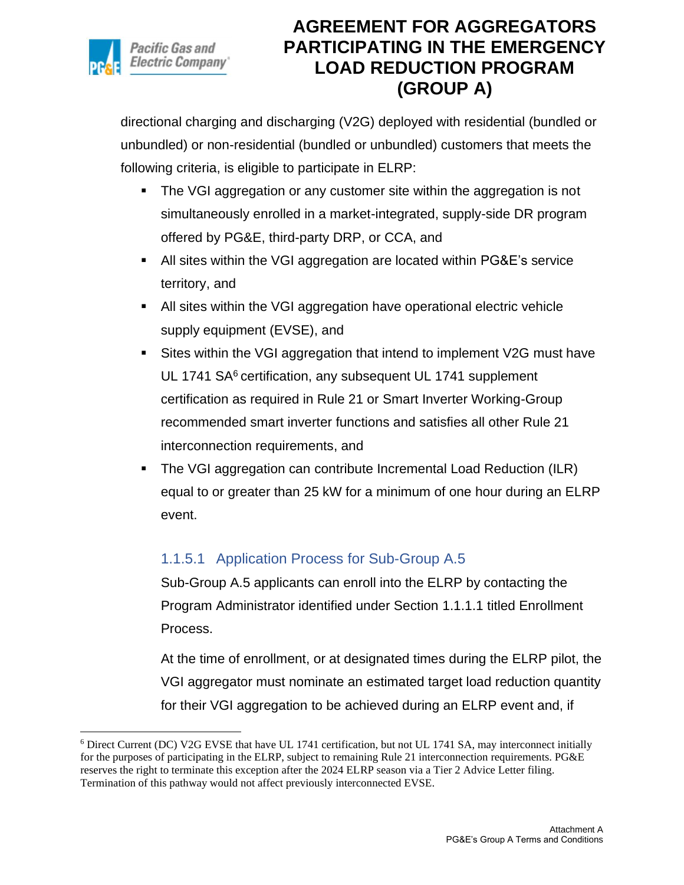directional charging and discharging (V2G) deployed with residential (bundled or unbundled) or non-residential (bundled or unbundled) customers that meets the following criteria, is eligible to participate in ELRP:

- The VGI aggregation or any customer site within the aggregation is not simultaneously enrolled in a market-integrated, supply-side DR program offered by PG&E, third-party DRP, or CCA, and
- All sites within the VGI aggregation are located within PG&E's service territory, and
- All sites within the VGI aggregation have operational electric vehicle supply equipment (EVSE), and
- Sites within the VGI aggregation that intend to implement V2G must have UL 1741 SA[6] certification, any subsequent UL 1741 supplement certification as required in Rule 21 or Smart Inverter Working-Group recommended smart inverter functions and satisfies all other Rule 21 interconnection requirements, and
- The VGI aggregation can contribute Incremental Load Reduction (ILR) equal to or greater than 25 kW for a minimum of one hour during an ELRP event.

#### 1.1.5.1 Application Process for Sub-Group A.5

Sub-Group A.5 applicants can enroll into the ELRP by contacting the Program Administrator identified under Section 1.1.1.1 titled Enrollment Process.

At the time of enrollment, or at designated times during the ELRP pilot, the VGI aggregator must nominate an estimated target load reduction quantity for their VGI aggregation to be achieved during an ELRP event and, if

---

[6] Direct Current (DC) V2G EVSE that have UL 1741 certification, but not UL 1741 SA, may interconnect initially for the purposes of participating in the ELRP, subject to remaining Rule 21 interconnection requirements. PG&E reserves the right to terminate this exception after the 2024 ELRP season via a Tier 2 Advice Letter filing. Termination of this pathway would not affect previously interconnected EVSE.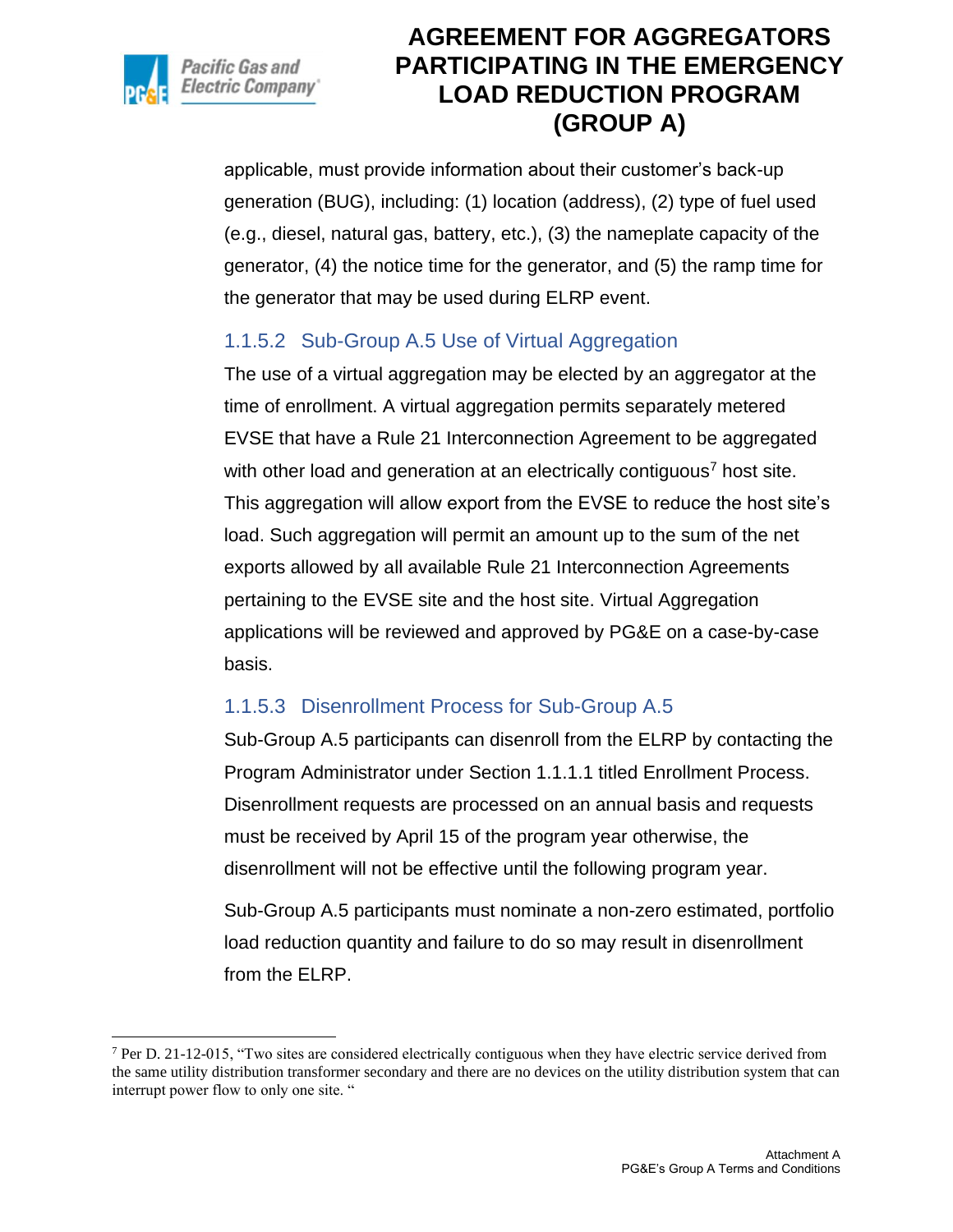applicable, must provide information about their customer's back-up generation (BUG), including: (1) location (address), (2) type of fuel used (e.g., diesel, natural gas, battery, etc.), (3) the nameplate capacity of the generator, (4) the notice time for the generator, and (5) the ramp time for the generator that may be used during ELRP event.

#### 1.1.5.2 Sub-Group A.5 Use of Virtual Aggregation

The use of a virtual aggregation may be elected by an aggregator at the time of enrollment. A virtual aggregation permits separately metered EVSE that have a Rule 21 Interconnection Agreement to be aggregated with other load and generation at an electrically contiguous[7] host site. This aggregation will allow export from the EVSE to reduce the host site's load. Such aggregation will permit an amount up to the sum of the net exports allowed by all available Rule 21 Interconnection Agreements pertaining to the EVSE site and the host site. Virtual Aggregation applications will be reviewed and approved by PG&E on a case-by-case basis.

#### 1.1.5.3 Disenrollment Process for Sub-Group A.5

Sub-Group A.5 participants can disenroll from the ELRP by contacting the Program Administrator under Section 1.1.1.1 titled Enrollment Process. Disenrollment requests are processed on an annual basis and requests must be received by April 15 of the program year otherwise, the disenrollment will not be effective until the following program year.

Sub-Group A.5 participants must nominate a non-zero estimated, portfolio load reduction quantity and failure to do so may result in disenrollment from the ELRP.

---

[7] Per D. 21-12-015, "Two sites are considered electrically contiguous when they have electric service derived from the same utility distribution transformer secondary and there are no devices on the utility distribution system that can interrupt power flow to only one site. "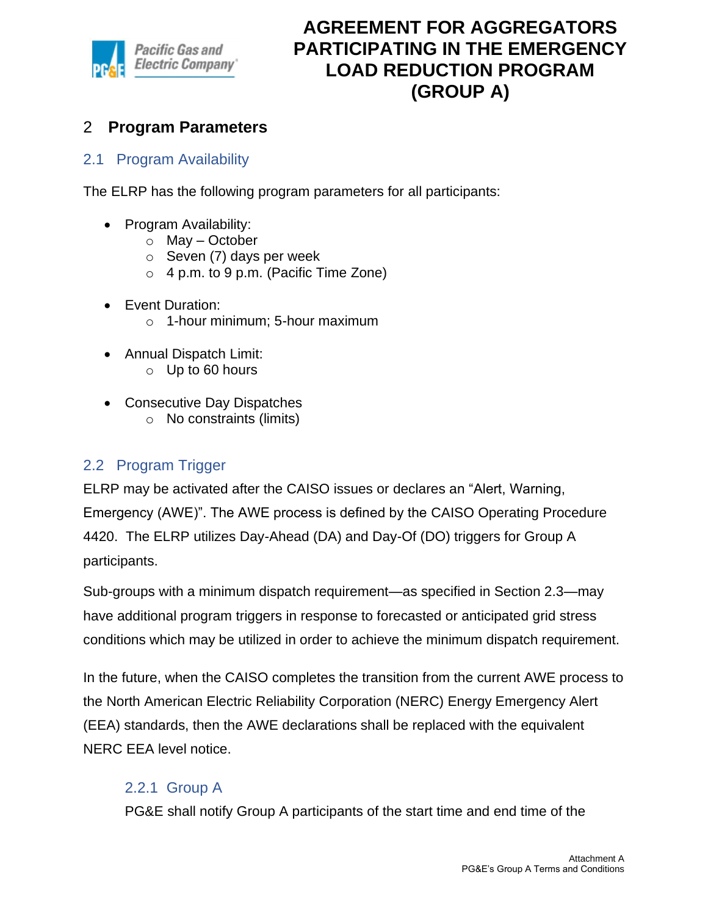## 2 Program Parameters

### 2.1 Program Availability

The ELRP has the following program parameters for all participants:

- Program Availability:
  - May – October
  - Seven (7) days per week
  - 4 p.m. to 9 p.m. (Pacific Time Zone)
- Event Duration:
  - 1-hour minimum; 5-hour maximum
- Annual Dispatch Limit:
  - Up to 60 hours
- Consecutive Day Dispatches
  - No constraints (limits)

### 2.2 Program Trigger

ELRP may be activated after the CAISO issues or declares an "Alert, Warning, Emergency (AWE)". The AWE process is defined by the CAISO Operating Procedure 4420. The ELRP utilizes Day-Ahead (DA) and Day-Of (DO) triggers for Group A participants.

Sub-groups with a minimum dispatch requirement—as specified in Section 2.3—may have additional program triggers in response to forecasted or anticipated grid stress conditions which may be utilized in order to achieve the minimum dispatch requirement.

In the future, when the CAISO completes the transition from the current AWE process to the North American Electric Reliability Corporation (NERC) Energy Emergency Alert (EEA) standards, then the AWE declarations shall be replaced with the equivalent NERC EEA level notice.

#### 2.2.1 Group A

PG&E shall notify Group A participants of the start time and end time of the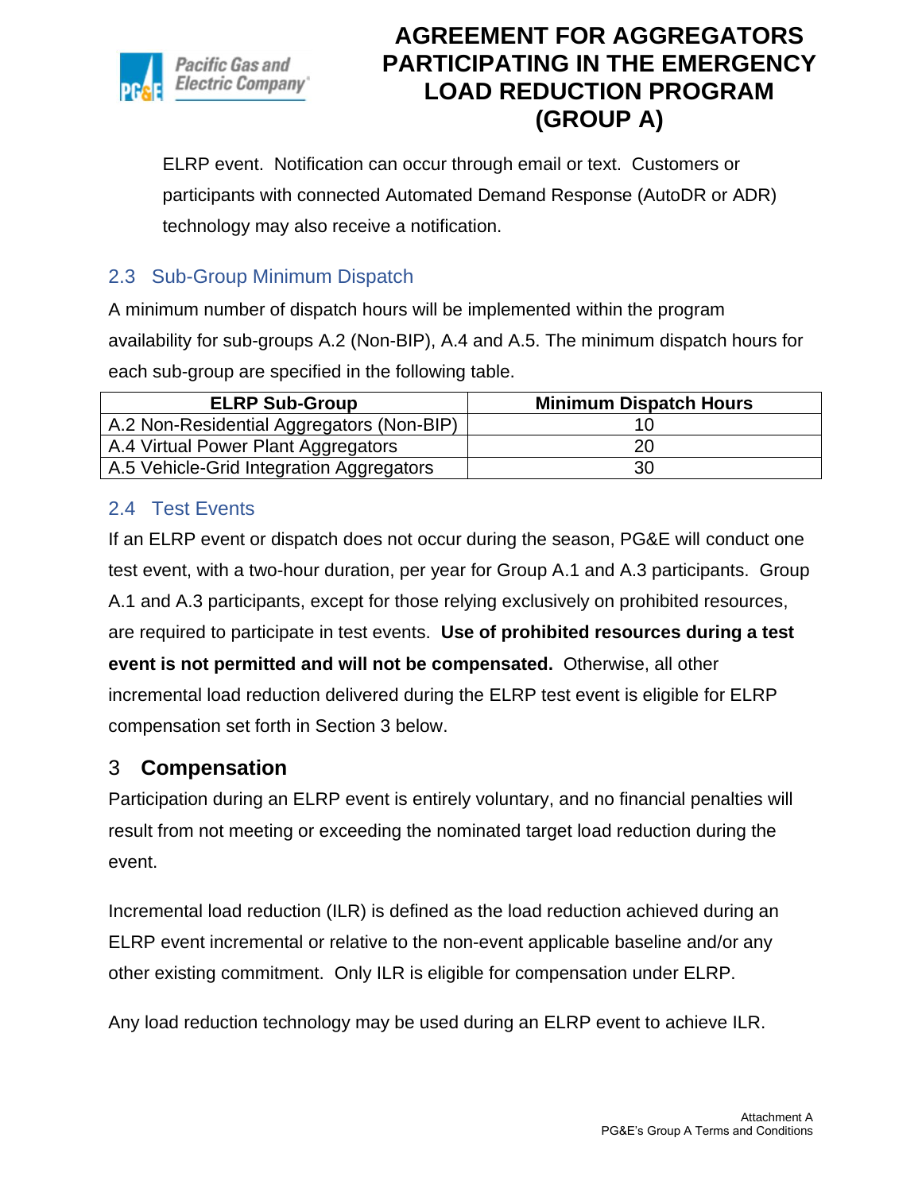ELRP event. Notification can occur through email or text. Customers or participants with connected Automated Demand Response (AutoDR or ADR) technology may also receive a notification.

### 2.3 Sub-Group Minimum Dispatch

A minimum number of dispatch hours will be implemented within the program availability for sub-groups A.2 (Non-BIP), A.4 and A.5. The minimum dispatch hours for each sub-group are specified in the following table.

| ELRP Sub-Group | Minimum Dispatch Hours |
|---|---|
| A.2 Non-Residential Aggregators (Non-BIP) | 10 |
| A.4 Virtual Power Plant Aggregators | 20 |
| A.5 Vehicle-Grid Integration Aggregators | 30 |

### 2.4 Test Events

If an ELRP event or dispatch does not occur during the season, PG&E will conduct one test event, with a two-hour duration, per year for Group A.1 and A.3 participants. Group A.1 and A.3 participants, except for those relying exclusively on prohibited resources, are required to participate in test events. **Use of prohibited resources during a test event is not permitted and will not be compensated.** Otherwise, all other incremental load reduction delivered during the ELRP test event is eligible for ELRP compensation set forth in Section 3 below.

## 3 Compensation

Participation during an ELRP event is entirely voluntary, and no financial penalties will result from not meeting or exceeding the nominated target load reduction during the event.

Incremental load reduction (ILR) is defined as the load reduction achieved during an ELRP event incremental or relative to the non-event applicable baseline and/or any other existing commitment. Only ILR is eligible for compensation under ELRP.

Any load reduction technology may be used during an ELRP event to achieve ILR.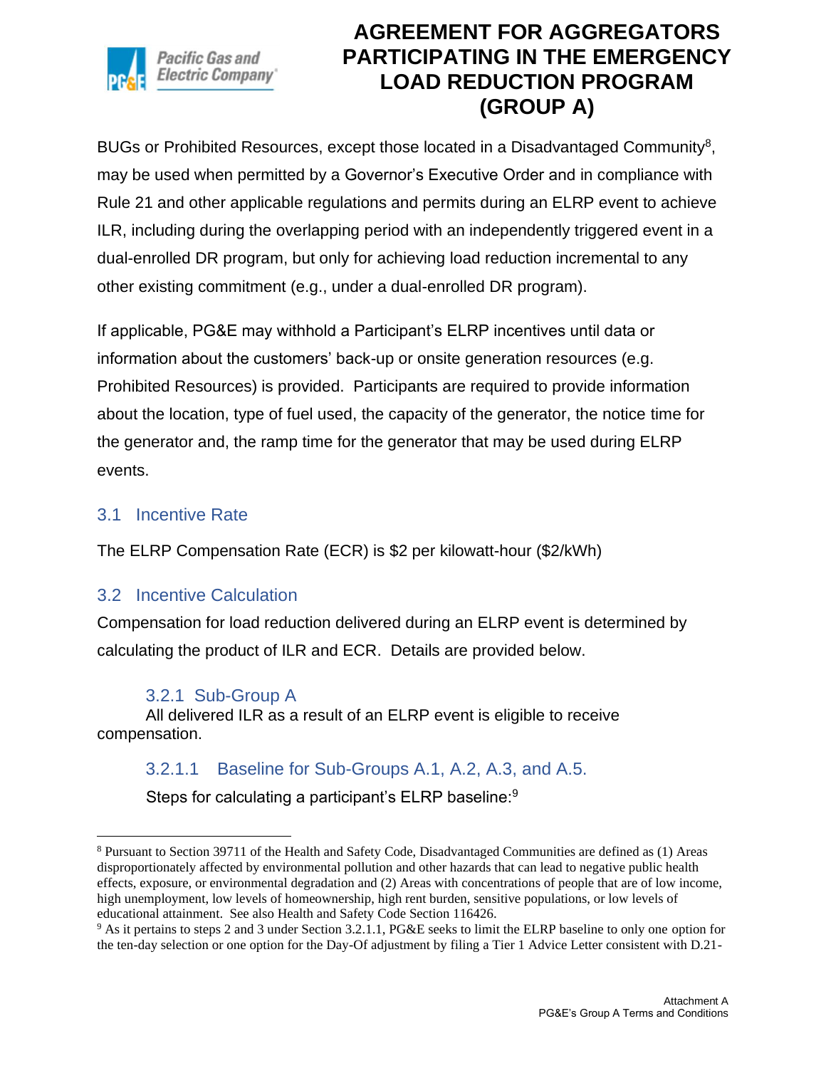BUGs or Prohibited Resources, except those located in a Disadvantaged Community[8], may be used when permitted by a Governor's Executive Order and in compliance with Rule 21 and other applicable regulations and permits during an ELRP event to achieve ILR, including during the overlapping period with an independently triggered event in a dual-enrolled DR program, but only for achieving load reduction incremental to any other existing commitment (e.g., under a dual-enrolled DR program).

If applicable, PG&E may withhold a Participant's ELRP incentives until data or information about the customers' back-up or onsite generation resources (e.g. Prohibited Resources) is provided. Participants are required to provide information about the location, type of fuel used, the capacity of the generator, the notice time for the generator and, the ramp time for the generator that may be used during ELRP events.

## 3.1 Incentive Rate

The ELRP Compensation Rate (ECR) is $2 per kilowatt-hour ($2/kWh)

## 3.2 Incentive Calculation

Compensation for load reduction delivered during an ELRP event is determined by calculating the product of ILR and ECR. Details are provided below.

### 3.2.1 Sub-Group A

All delivered ILR as a result of an ELRP event is eligible to receive compensation.

#### 3.2.1.1 Baseline for Sub-Groups A.1, A.2, A.3, and A.5.

Steps for calculating a participant's ELRP baseline:[9]

---

[8] Pursuant to Section 39711 of the Health and Safety Code, Disadvantaged Communities are defined as (1) Areas disproportionately affected by environmental pollution and other hazards that can lead to negative public health effects, exposure, or environmental degradation and (2) Areas with concentrations of people that are of low income, high unemployment, low levels of homeownership, high rent burden, sensitive populations, or low levels of educational attainment. See also Health and Safety Code Section 116426.

[9] As it pertains to steps 2 and 3 under Section 3.2.1.1, PG&E seeks to limit the ELRP baseline to only one option for the ten-day selection or one option for the Day-Of adjustment by filing a Tier 1 Advice Letter consistent with D.21-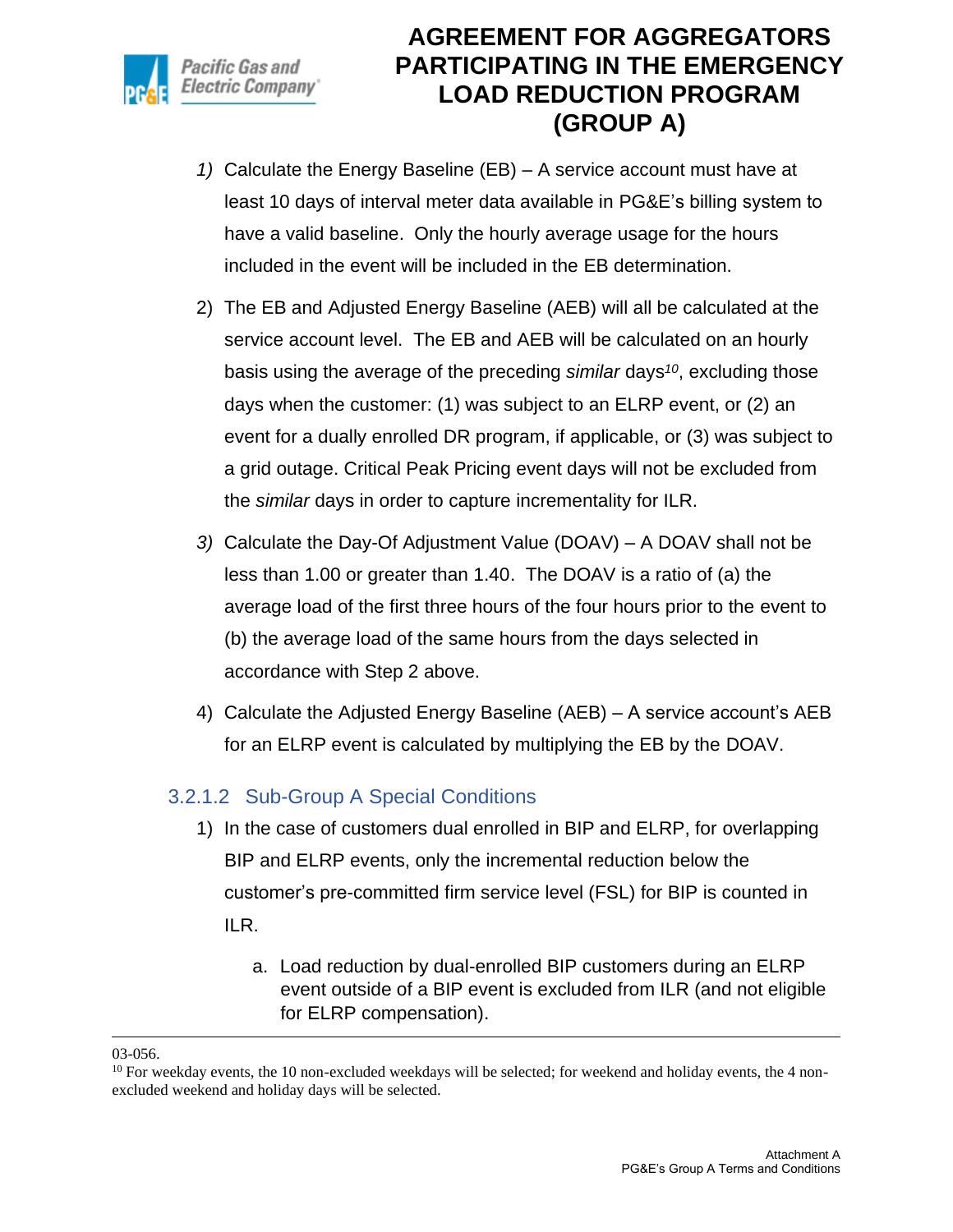1) Calculate the Energy Baseline (EB) – A service account must have at least 10 days of interval meter data available in PG&E's billing system to have a valid baseline. Only the hourly average usage for the hours included in the event will be included in the EB determination.

2) The EB and Adjusted Energy Baseline (AEB) will all be calculated at the service account level. The EB and AEB will be calculated on an hourly basis using the average of the preceding *similar* days[10], excluding those days when the customer: (1) was subject to an ELRP event, or (2) an event for a dually enrolled DR program, if applicable, or (3) was subject to a grid outage. Critical Peak Pricing event days will not be excluded from the *similar* days in order to capture incrementality for ILR.

3) Calculate the Day-Of Adjustment Value (DOAV) – A DOAV shall not be less than 1.00 or greater than 1.40. The DOAV is a ratio of (a) the average load of the first three hours of the four hours prior to the event to (b) the average load of the same hours from the days selected in accordance with Step 2 above.

4) Calculate the Adjusted Energy Baseline (AEB) – A service account's AEB for an ELRP event is calculated by multiplying the EB by the DOAV.

#### 3.2.1.2 Sub-Group A Special Conditions

1) In the case of customers dual enrolled in BIP and ELRP, for overlapping BIP and ELRP events, only the incremental reduction below the customer's pre-committed firm service level (FSL) for BIP is counted in ILR.

   a. Load reduction by dual-enrolled BIP customers during an ELRP event outside of a BIP event is excluded from ILR (and not eligible for ELRP compensation).

---

03-056.

[10] For weekday events, the 10 non-excluded weekdays will be selected; for weekend and holiday events, the 4 non-excluded weekend and holiday days will be selected.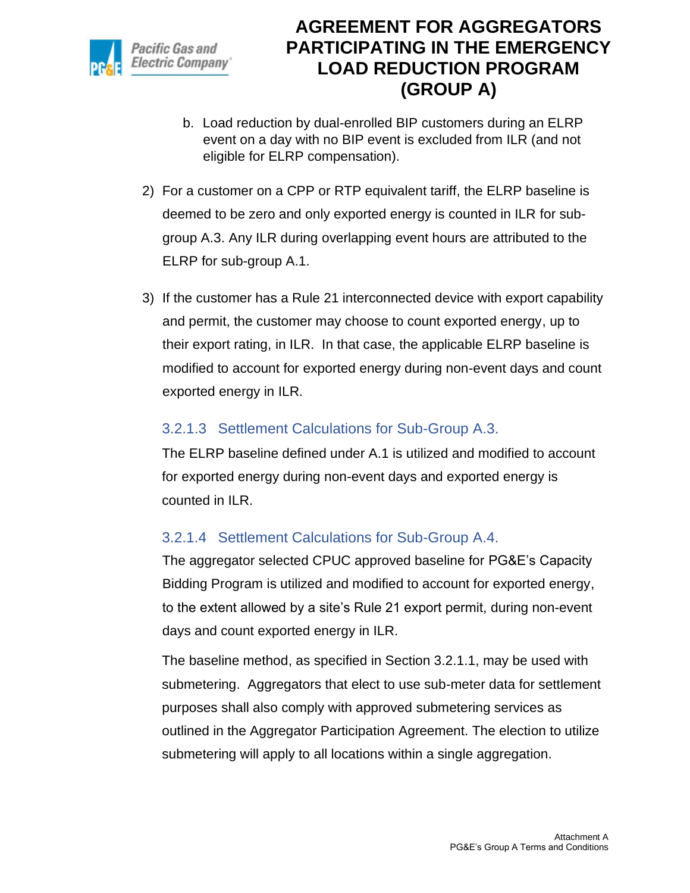b. Load reduction by dual-enrolled BIP customers during an ELRP event on a day with no BIP event is excluded from ILR (and not eligible for ELRP compensation).

2) For a customer on a CPP or RTP equivalent tariff, the ELRP baseline is deemed to be zero and only exported energy is counted in ILR for sub-group A.3. Any ILR during overlapping event hours are attributed to the ELRP for sub-group A.1.

3) If the customer has a Rule 21 interconnected device with export capability and permit, the customer may choose to count exported energy, up to their export rating, in ILR. In that case, the applicable ELRP baseline is modified to account for exported energy during non-event days and count exported energy in ILR.

#### 3.2.1.3 Settlement Calculations for Sub-Group A.3.

The ELRP baseline defined under A.1 is utilized and modified to account for exported energy during non-event days and exported energy is counted in ILR.

#### 3.2.1.4 Settlement Calculations for Sub-Group A.4.

The aggregator selected CPUC approved baseline for PG&E's Capacity Bidding Program is utilized and modified to account for exported energy, to the extent allowed by a site's Rule 21 export permit, during non-event days and count exported energy in ILR.

The baseline method, as specified in Section 3.2.1.1, may be used with submetering. Aggregators that elect to use sub-meter data for settlement purposes shall also comply with approved submetering services as outlined in the Aggregator Participation Agreement. The election to utilize submetering will apply to all locations within a single aggregation.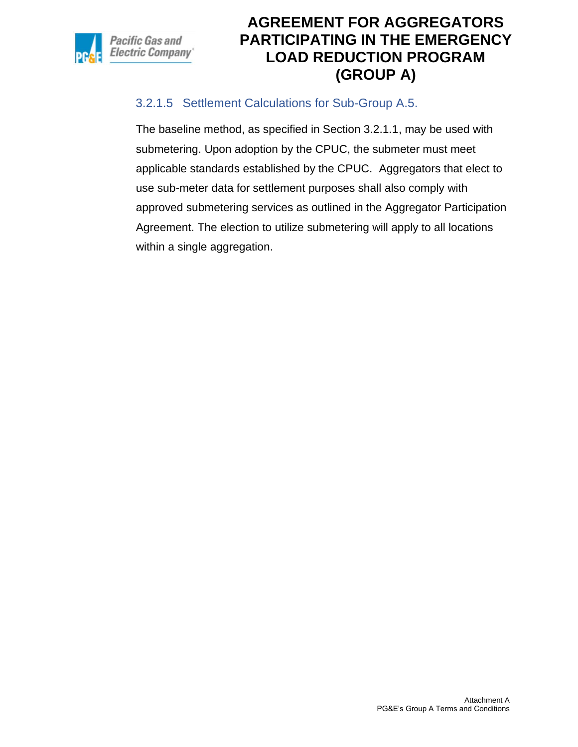#### 3.2.1.5 Settlement Calculations for Sub-Group A.5.

The baseline method, as specified in Section 3.2.1.1, may be used with submetering. Upon adoption by the CPUC, the submeter must meet applicable standards established by the CPUC. Aggregators that elect to use sub-meter data for settlement purposes shall also comply with approved submetering services as outlined in the Aggregator Participation Agreement. The election to utilize submetering will apply to all locations within a single aggregation.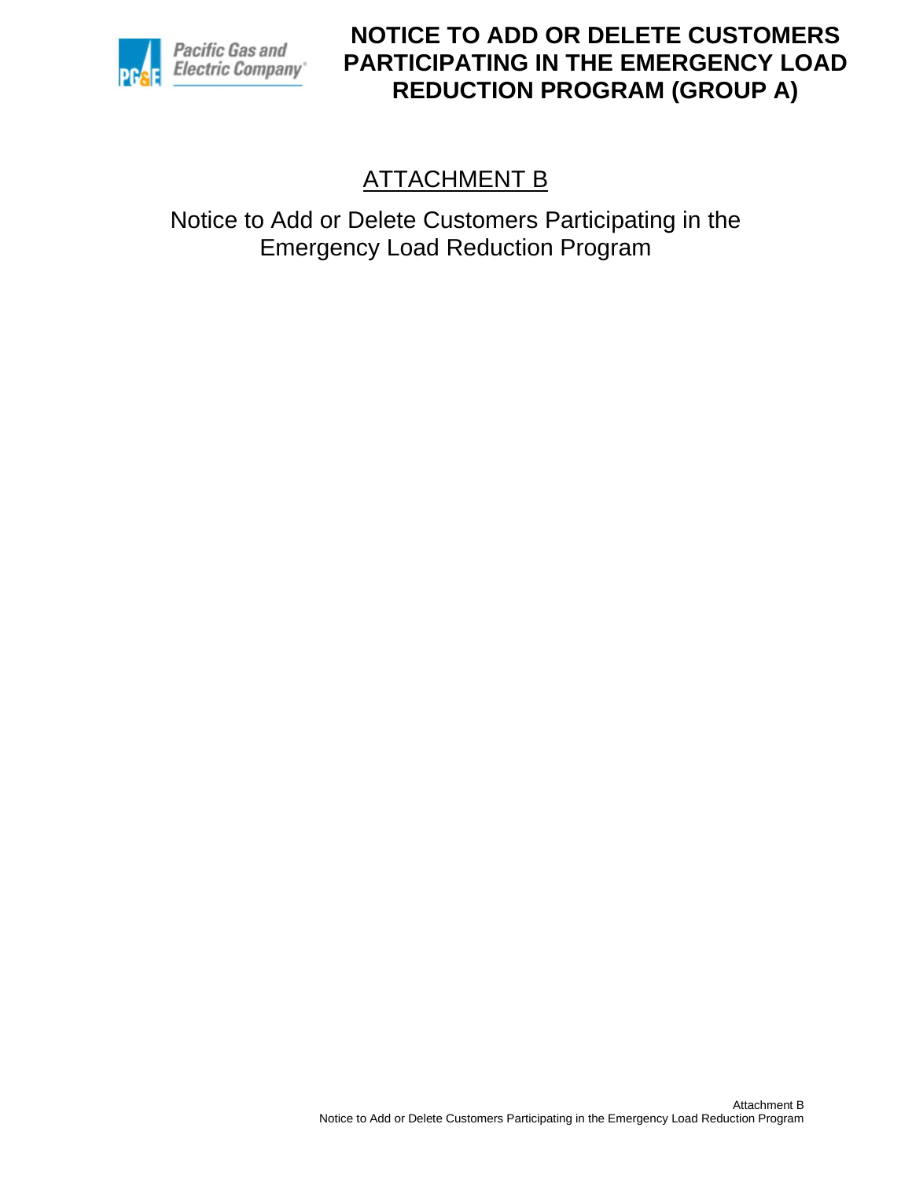# ATTACHMENT B

Notice to Add or Delete Customers Participating in the Emergency Load Reduction Program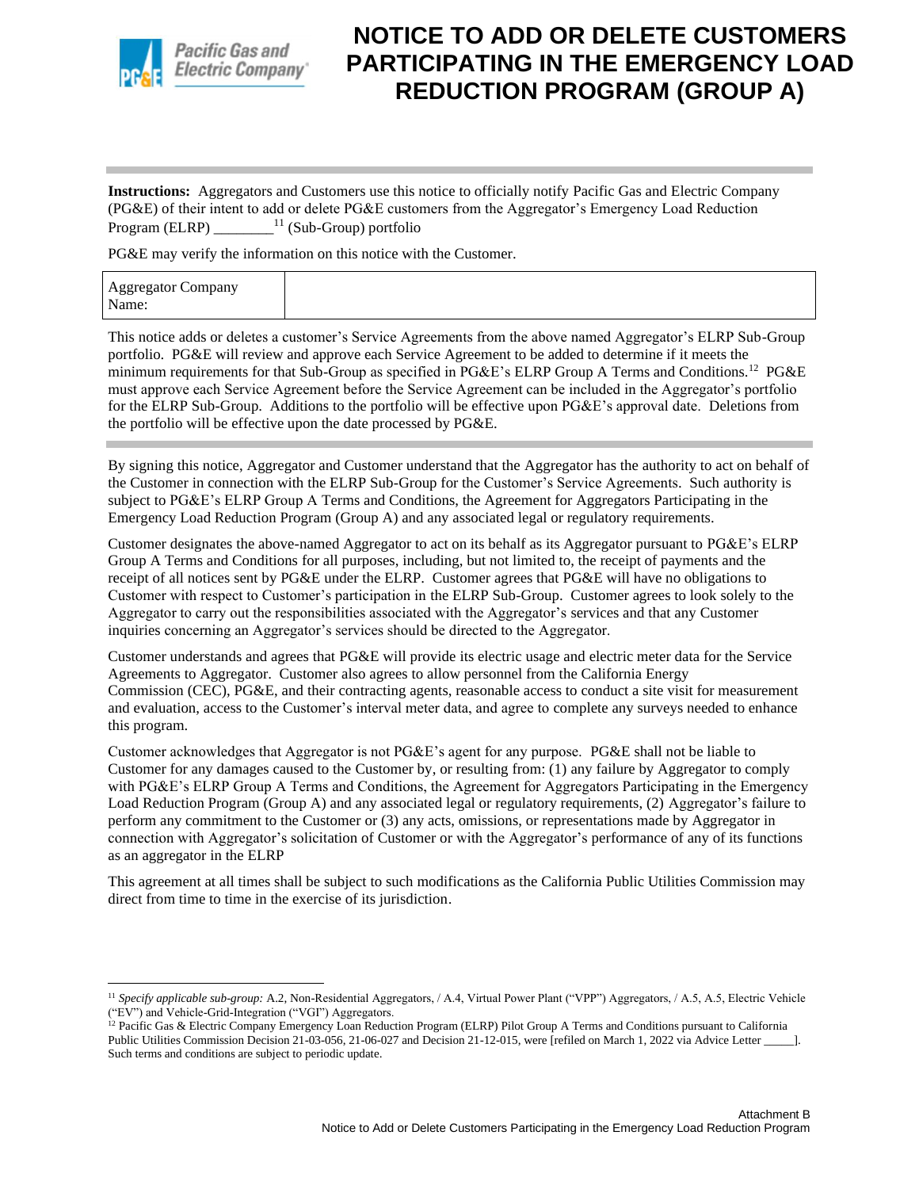# NOTICE TO ADD OR DELETE CUSTOMERS PARTICIPATING IN THE EMERGENCY LOAD REDUCTION PROGRAM (GROUP A)

**Instructions:** Aggregators and Customers use this notice to officially notify Pacific Gas and Electric Company (PG&E) of their intent to add or delete PG&E customers from the Aggregator's Emergency Load Reduction Program (ELRP) ________[11] (Sub-Group) portfolio

PG&E may verify the information on this notice with the Customer.

| Aggregator Company Name: | |
|---|---|

This notice adds or deletes a customer's Service Agreements from the above named Aggregator's ELRP Sub-Group portfolio. PG&E will review and approve each Service Agreement to be added to determine if it meets the minimum requirements for that Sub-Group as specified in PG&E's ELRP Group A Terms and Conditions.[12] PG&E must approve each Service Agreement before the Service Agreement can be included in the Aggregator's portfolio for the ELRP Sub-Group. Additions to the portfolio will be effective upon PG&E's approval date. Deletions from the portfolio will be effective upon the date processed by PG&E.

By signing this notice, Aggregator and Customer understand that the Aggregator has the authority to act on behalf of the Customer in connection with the ELRP Sub-Group for the Customer's Service Agreements. Such authority is subject to PG&E's ELRP Group A Terms and Conditions, the Agreement for Aggregators Participating in the Emergency Load Reduction Program (Group A) and any associated legal or regulatory requirements.

Customer designates the above-named Aggregator to act on its behalf as its Aggregator pursuant to PG&E's ELRP Group A Terms and Conditions for all purposes, including, but not limited to, the receipt of payments and the receipt of all notices sent by PG&E under the ELRP. Customer agrees that PG&E will have no obligations to Customer with respect to Customer's participation in the ELRP Sub-Group. Customer agrees to look solely to the Aggregator to carry out the responsibilities associated with the Aggregator's services and that any Customer inquiries concerning an Aggregator's services should be directed to the Aggregator.

Customer understands and agrees that PG&E will provide its electric usage and electric meter data for the Service Agreements to Aggregator. Customer also agrees to allow personnel from the California Energy Commission (CEC), PG&E, and their contracting agents, reasonable access to conduct a site visit for measurement and evaluation, access to the Customer's interval meter data, and agree to complete any surveys needed to enhance this program.

Customer acknowledges that Aggregator is not PG&E's agent for any purpose. PG&E shall not be liable to Customer for any damages caused to the Customer by, or resulting from: (1) any failure by Aggregator to comply with PG&E's ELRP Group A Terms and Conditions, the Agreement for Aggregators Participating in the Emergency Load Reduction Program (Group A) and any associated legal or regulatory requirements, (2) Aggregator's failure to perform any commitment to the Customer or (3) any acts, omissions, or representations made by Aggregator in connection with Aggregator's solicitation of Customer or with the Aggregator's performance of any of its functions as an aggregator in the ELRP

This agreement at all times shall be subject to such modifications as the California Public Utilities Commission may direct from time to time in the exercise of its jurisdiction.

---

[11] *Specify applicable sub-group:* A.2, Non-Residential Aggregators, / A.4, Virtual Power Plant ("VPP") Aggregators, / A.5, A.5, Electric Vehicle ("EV") and Vehicle-Grid-Integration ("VGI") Aggregators.

[12] Pacific Gas & Electric Company Emergency Loan Reduction Program (ELRP) Pilot Group A Terms and Conditions pursuant to California Public Utilities Commission Decision 21-03-056, 21-06-027 and Decision 21-12-015, were [refiled on March 1, 2022 via Advice Letter _____]. Such terms and conditions are subject to periodic update.

Attachment B
Notice to Add or Delete Customers Participating in the Emergency Load Reduction Program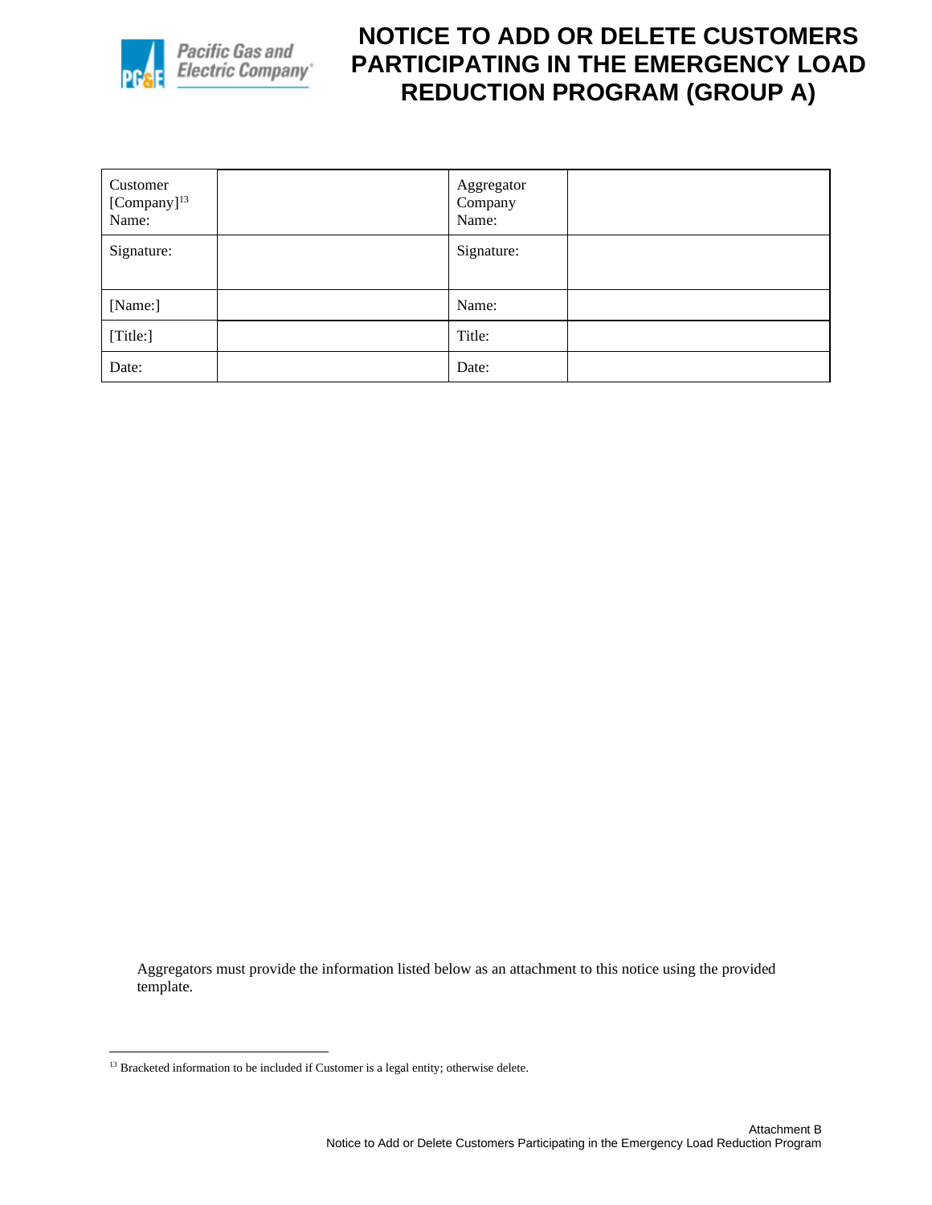# NOTICE TO ADD OR DELETE CUSTOMERS PARTICIPATING IN THE EMERGENCY LOAD REDUCTION PROGRAM (GROUP A)

| Customer [Company][13] Name: | | Aggregator Company Name: | |
|---|---|---|---|
| Signature: | | Signature: | |
| [Name:] | | Name: | |
| [Title:] | | Title: | |
| Date: | | Date: | |

Aggregators must provide the information listed below as an attachment to this notice using the provided template.

---

[13] Bracketed information to be included if Customer is a legal entity; otherwise delete.

Attachment B
Notice to Add or Delete Customers Participating in the Emergency Load Reduction Program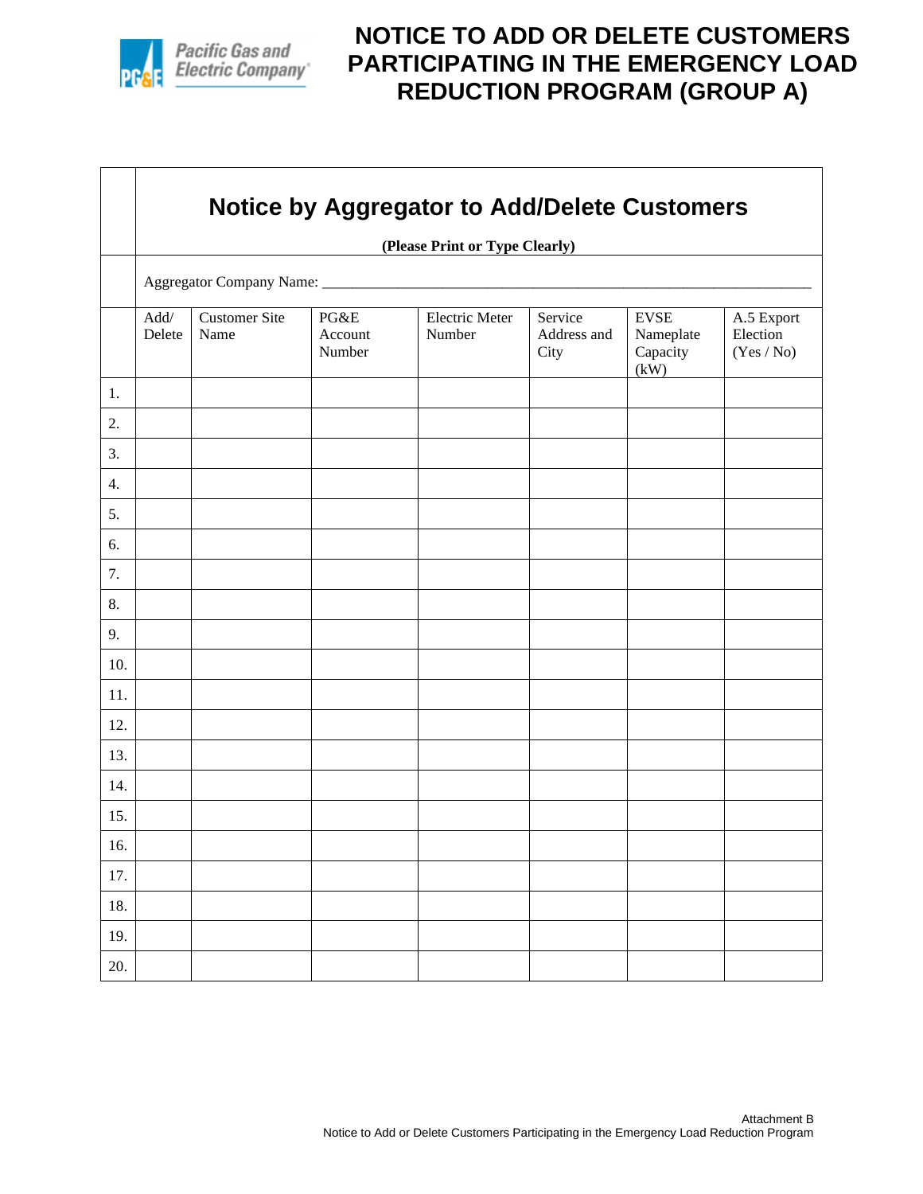# NOTICE TO ADD OR DELETE CUSTOMERS PARTICIPATING IN THE EMERGENCY LOAD REDUCTION PROGRAM (GROUP A)

## Notice by Aggregator to Add/Delete Customers

**(Please Print or Type Clearly)**

Aggregator Company Name: ___________________________________________________________________

| | Add/ Delete | Customer Site Name | PG&E Account Number | Electric Meter Number | Service Address and City | EVSE Nameplate Capacity (kW) | A.5 Export Election (Yes / No) |
|---|---|---|---|---|---|---|---|
| 1. | | | | | | | |
| 2. | | | | | | | |
| 3. | | | | | | | |
| 4. | | | | | | | |
| 5. | | | | | | | |
| 6. | | | | | | | |
| 7. | | | | | | | |
| 8. | | | | | | | |
| 9. | | | | | | | |
| 10. | | | | | | | |
| 11. | | | | | | | |
| 12. | | | | | | | |
| 13. | | | | | | | |
| 14. | | | | | | | |
| 15. | | | | | | | |
| 16. | | | | | | | |
| 17. | | | | | | | |
| 18. | | | | | | | |
| 19. | | | | | | | |
| 20. | | | | | | | |

Attachment B
Notice to Add or Delete Customers Participating in the Emergency Load Reduction Program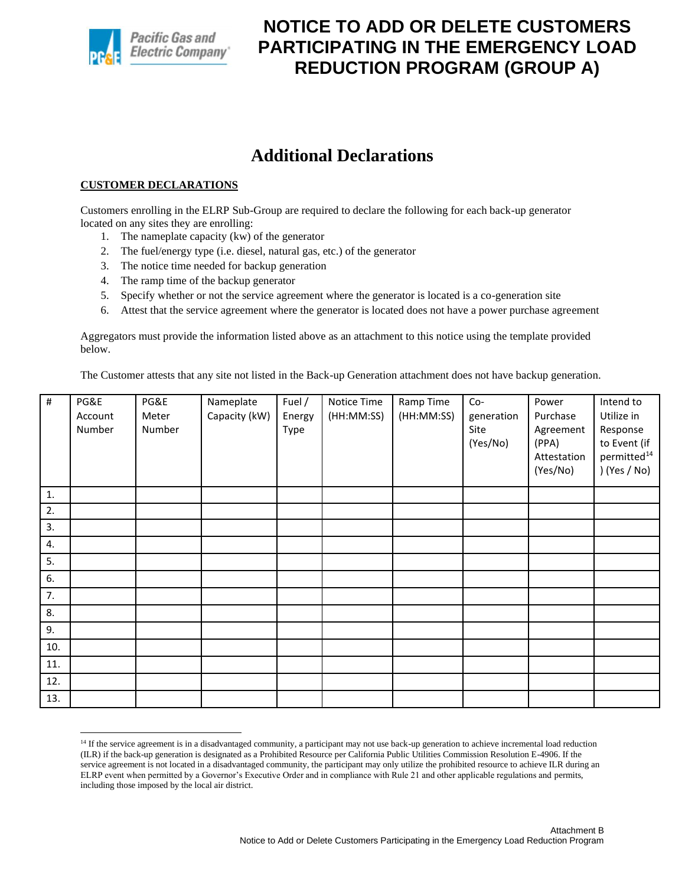# NOTICE TO ADD OR DELETE CUSTOMERS PARTICIPATING IN THE EMERGENCY LOAD REDUCTION PROGRAM (GROUP A)

## Additional Declarations

**CUSTOMER DECLARATIONS**

Customers enrolling in the ELRP Sub-Group are required to declare the following for each back-up generator located on any sites they are enrolling:

1. The nameplate capacity (kw) of the generator
2. The fuel/energy type (i.e. diesel, natural gas, etc.) of the generator
3. The notice time needed for backup generation
4. The ramp time of the backup generator
5. Specify whether or not the service agreement where the generator is located is a co-generation site
6. Attest that the service agreement where the generator is located does not have a power purchase agreement

Aggregators must provide the information listed above as an attachment to this notice using the template provided below.

The Customer attests that any site not listed in the Back-up Generation attachment does not have backup generation.

| # | PG&E Account Number | PG&E Meter Number | Nameplate Capacity (kW) | Fuel / Energy Type | Notice Time (HH:MM:SS) | Ramp Time (HH:MM:SS) | Co-generation Site (Yes/No) | Power Purchase Agreement (PPA) Attestation (Yes/No) | Intend to Utilize in Response to Event (if permitted[14]) (Yes / No) |
|---|---|---|---|---|---|---|---|---|---|
| 1. | | | | | | | | | |
| 2. | | | | | | | | | |
| 3. | | | | | | | | | |
| 4. | | | | | | | | | |
| 5. | | | | | | | | | |
| 6. | | | | | | | | | |
| 7. | | | | | | | | | |
| 8. | | | | | | | | | |
| 9. | | | | | | | | | |
| 10. | | | | | | | | | |
| 11. | | | | | | | | | |
| 12. | | | | | | | | | |
| 13. | | | | | | | | | |

[14] If the service agreement is in a disadvantaged community, a participant may not use back-up generation to achieve incremental load reduction (ILR) if the back-up generation is designated as a Prohibited Resource per California Public Utilities Commission Resolution E-4906. If the service agreement is not located in a disadvantaged community, the participant may only utilize the prohibited resource to achieve ILR during an ELRP event when permitted by a Governor's Executive Order and in compliance with Rule 21 and other applicable regulations and permits, including those imposed by the local air district.

Attachment B
Notice to Add or Delete Customers Participating in the Emergency Load Reduction Program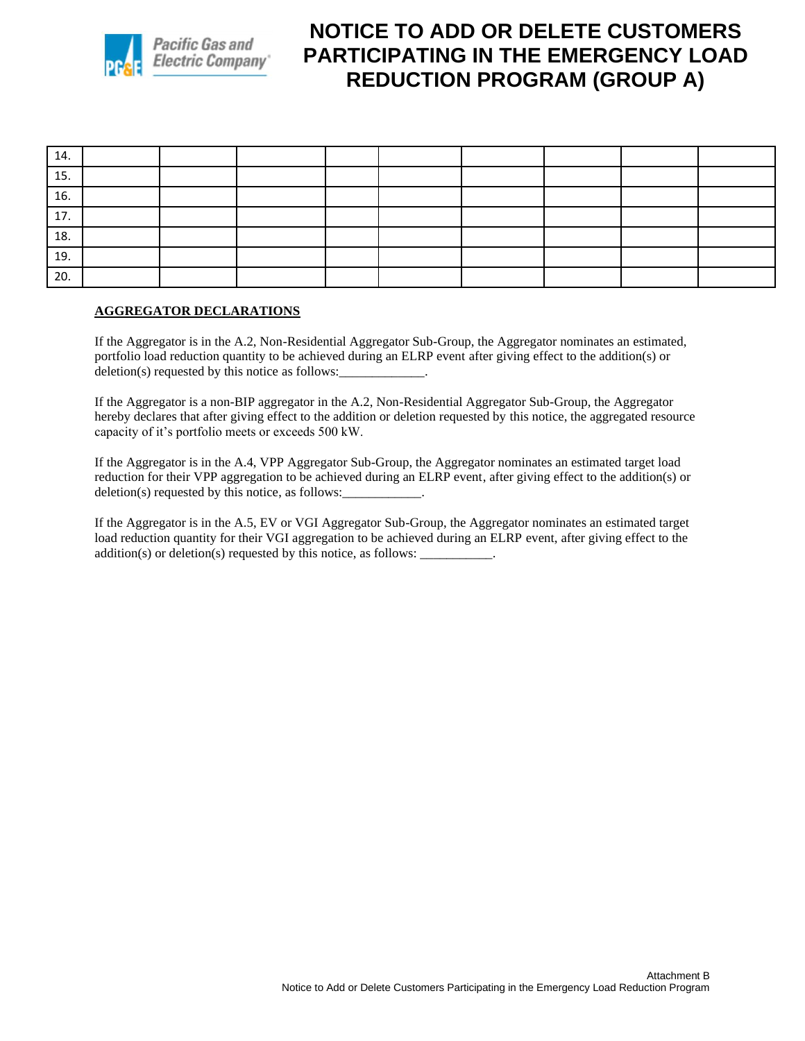# NOTICE TO ADD OR DELETE CUSTOMERS PARTICIPATING IN THE EMERGENCY LOAD REDUCTION PROGRAM (GROUP A)

| | | | | | | | | | |
|---|---|---|---|---|---|---|---|---|---|
| 14. | | | | | | | | | |
| 15. | | | | | | | | | |
| 16. | | | | | | | | | |
| 17. | | | | | | | | | |
| 18. | | | | | | | | | |
| 19. | | | | | | | | | |
| 20. | | | | | | | | | |

**AGGREGATOR DECLARATIONS**

If the Aggregator is in the A.2, Non-Residential Aggregator Sub-Group, the Aggregator nominates an estimated, portfolio load reduction quantity to be achieved during an ELRP event after giving effect to the addition(s) or deletion(s) requested by this notice as follows:_____________.

If the Aggregator is a non-BIP aggregator in the A.2, Non-Residential Aggregator Sub-Group, the Aggregator hereby declares that after giving effect to the addition or deletion requested by this notice, the aggregated resource capacity of it's portfolio meets or exceeds 500 kW.

If the Aggregator is in the A.4, VPP Aggregator Sub-Group, the Aggregator nominates an estimated target load reduction for their VPP aggregation to be achieved during an ELRP event, after giving effect to the addition(s) or deletion(s) requested by this notice, as follows:____________.

If the Aggregator is in the A.5, EV or VGI Aggregator Sub-Group, the Aggregator nominates an estimated target load reduction quantity for their VGI aggregation to be achieved during an ELRP event, after giving effect to the addition(s) or deletion(s) requested by this notice, as follows: ___________.

Attachment B
Notice to Add or Delete Customers Participating in the Emergency Load Reduction Program